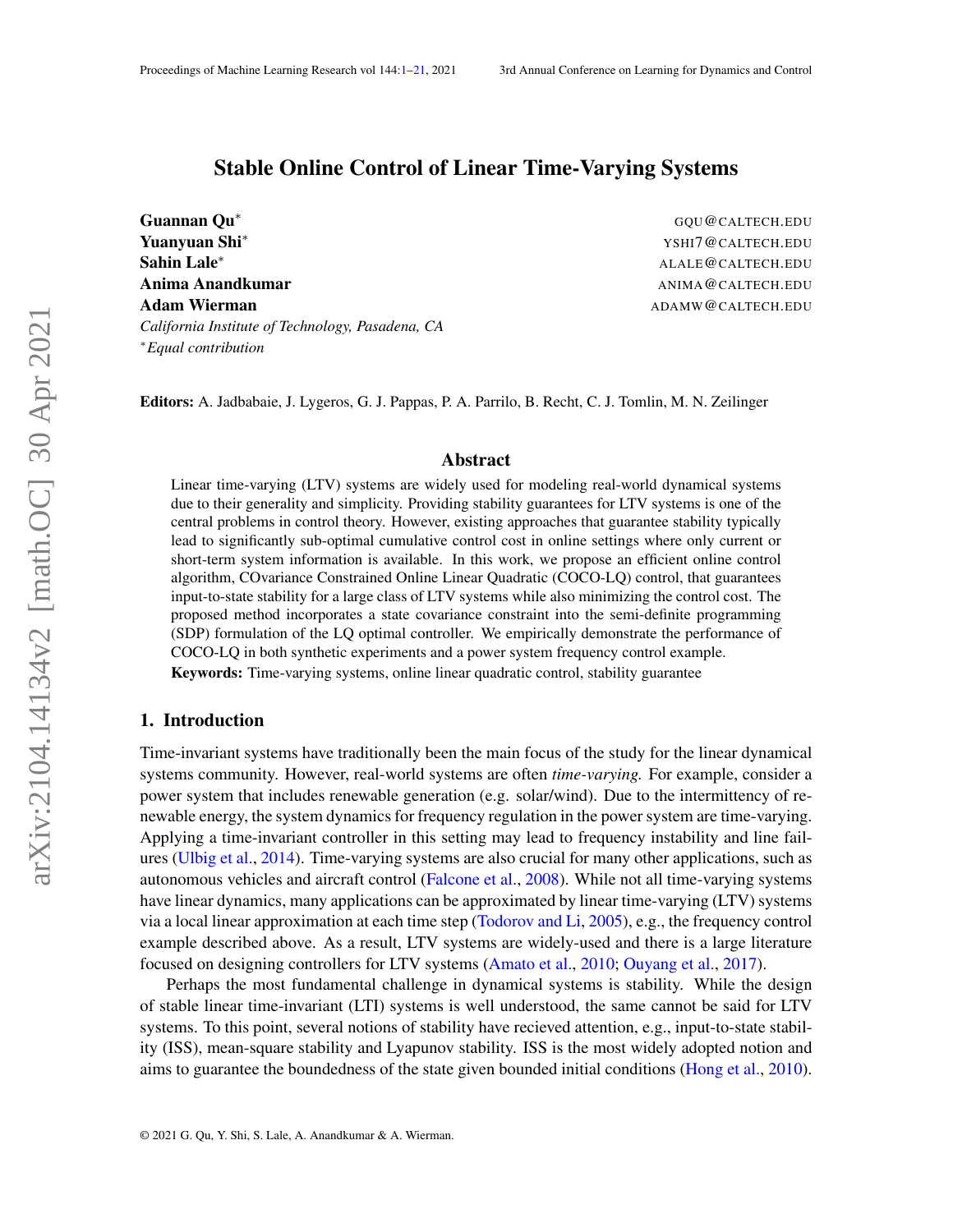# Stable Online Control of Linear Time-Varying Systems

**Guannan Qu*** GQU@CALTECH.EDU
**Yuanyuan Shi*** YSHI7@CALTECH.EDU
**Sahin Lale*** ALALE@CALTECH.EDU
**Anima Anandkumar** ANIMA@CALTECH.EDU
**Adam Wierman** ADAMW@CALTECH.EDU

*California Institute of Technology, Pasadena, CA*
*\*Equal contribution*

**Editors:** A. Jadbabaie, J. Lygeros, G. J. Pappas, P. A. Parrilo, B. Recht, C. J. Tomlin, M. N. Zeilinger

## Abstract

Linear time-varying (LTV) systems are widely used for modeling real-world dynamical systems due to their generality and simplicity. Providing stability guarantees for LTV systems is one of the central problems in control theory. However, existing approaches that guarantee stability typically lead to significantly sub-optimal cumulative control cost in online settings where only current or short-term system information is available. In this work, we propose an efficient online control algorithm, COvariance Constrained Online Linear Quadratic (COCO-LQ) control, that guarantees input-to-state stability for a large class of LTV systems while also minimizing the control cost. The proposed method incorporates a state covariance constraint into the semi-definite programming (SDP) formulation of the LQ optimal controller. We empirically demonstrate the performance of COCO-LQ in both synthetic experiments and a power system frequency control example.

**Keywords:** Time-varying systems, online linear quadratic control, stability guarantee

## 1. Introduction

Time-invariant systems have traditionally been the main focus of the study for the linear dynamical systems community. However, real-world systems are often *time-varying.* For example, consider a power system that includes renewable generation (e.g. solar/wind). Due to the intermittency of renewable energy, the system dynamics for frequency regulation in the power system are time-varying. Applying a time-invariant controller in this setting may lead to frequency instability and line failures (Ulbig et al., 2014). Time-varying systems are also crucial for many other applications, such as autonomous vehicles and aircraft control (Falcone et al., 2008). While not all time-varying systems have linear dynamics, many applications can be approximated by linear time-varying (LTV) systems via a local linear approximation at each time step (Todorov and Li, 2005), e.g., the frequency control example described above. As a result, LTV systems are widely-used and there is a large literature focused on designing controllers for LTV systems (Amato et al., 2010; Ouyang et al., 2017).

Perhaps the most fundamental challenge in dynamical systems is stability. While the design of stable linear time-invariant (LTI) systems is well understood, the same cannot be said for LTV systems. To this point, several notions of stability have recieved attention, e.g., input-to-state stability (ISS), mean-square stability and Lyapunov stability. ISS is the most widely adopted notion and aims to guarantee the boundedness of the state given bounded initial conditions (Hong et al., 2010).

© 2021 G. Qu, Y. Shi, S. Lale, A. Anandkumar & A. Wierman.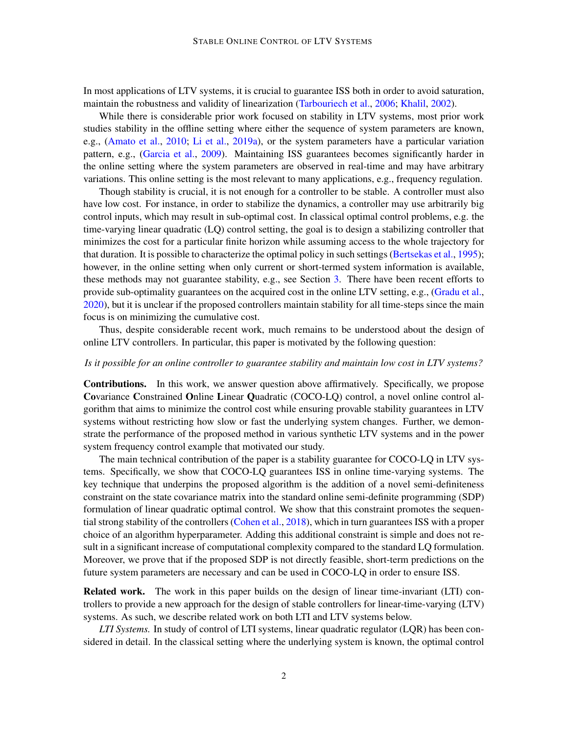In most applications of LTV systems, it is crucial to guarantee ISS both in order to avoid saturation, maintain the robustness and validity of linearization (Tarbouriech et al., 2006; Khalil, 2002).

While there is considerable prior work focused on stability in LTV systems, most prior work studies stability in the offline setting where either the sequence of system parameters are known, e.g., (Amato et al., 2010; Li et al., 2019a), or the system parameters have a particular variation pattern, e.g., (Garcia et al., 2009). Maintaining ISS guarantees becomes significantly harder in the online setting where the system parameters are observed in real-time and may have arbitrary variations. This online setting is the most relevant to many applications, e.g., frequency regulation.

Though stability is crucial, it is not enough for a controller to be stable. A controller must also have low cost. For instance, in order to stabilize the dynamics, a controller may use arbitrarily big control inputs, which may result in sub-optimal cost. In classical optimal control problems, e.g. the time-varying linear quadratic (LQ) control setting, the goal is to design a stabilizing controller that minimizes the cost for a particular finite horizon while assuming access to the whole trajectory for that duration. It is possible to characterize the optimal policy in such settings (Bertsekas et al., 1995); however, in the online setting when only current or short-termed system information is available, these methods may not guarantee stability, e.g., see Section 3. There have been recent efforts to provide sub-optimality guarantees on the acquired cost in the online LTV setting, e.g., (Gradu et al., 2020), but it is unclear if the proposed controllers maintain stability for all time-steps since the main focus is on minimizing the cumulative cost.

Thus, despite considerable recent work, much remains to be understood about the design of online LTV controllers. In particular, this paper is motivated by the following question:

*Is it possible for an online controller to guarantee stability and maintain low cost in LTV systems?*

**Contributions.** In this work, we answer question above affirmatively. Specifically, we propose **Co**variance **C**onstrained **O**nline **L**inear **Q**uadratic (COCO-LQ) control, a novel online control algorithm that aims to minimize the control cost while ensuring provable stability guarantees in LTV systems without restricting how slow or fast the underlying system changes. Further, we demonstrate the performance of the proposed method in various synthetic LTV systems and in the power system frequency control example that motivated our study.

The main technical contribution of the paper is a stability guarantee for COCO-LQ in LTV systems. Specifically, we show that COCO-LQ guarantees ISS in online time-varying systems. The key technique that underpins the proposed algorithm is the addition of a novel semi-definiteness constraint on the state covariance matrix into the standard online semi-definite programming (SDP) formulation of linear quadratic optimal control. We show that this constraint promotes the sequential strong stability of the controllers (Cohen et al., 2018), which in turn guarantees ISS with a proper choice of an algorithm hyperparameter. Adding this additional constraint is simple and does not result in a significant increase of computational complexity compared to the standard LQ formulation. Moreover, we prove that if the proposed SDP is not directly feasible, short-term predictions on the future system parameters are necessary and can be used in COCO-LQ in order to ensure ISS.

**Related work.** The work in this paper builds on the design of linear time-invariant (LTI) controllers to provide a new approach for the design of stable controllers for linear-time-varying (LTV) systems. As such, we describe related work on both LTI and LTV systems below.

*LTI Systems.* In study of control of LTI systems, linear quadratic regulator (LQR) has been considered in detail. In the classical setting where the underlying system is known, the optimal control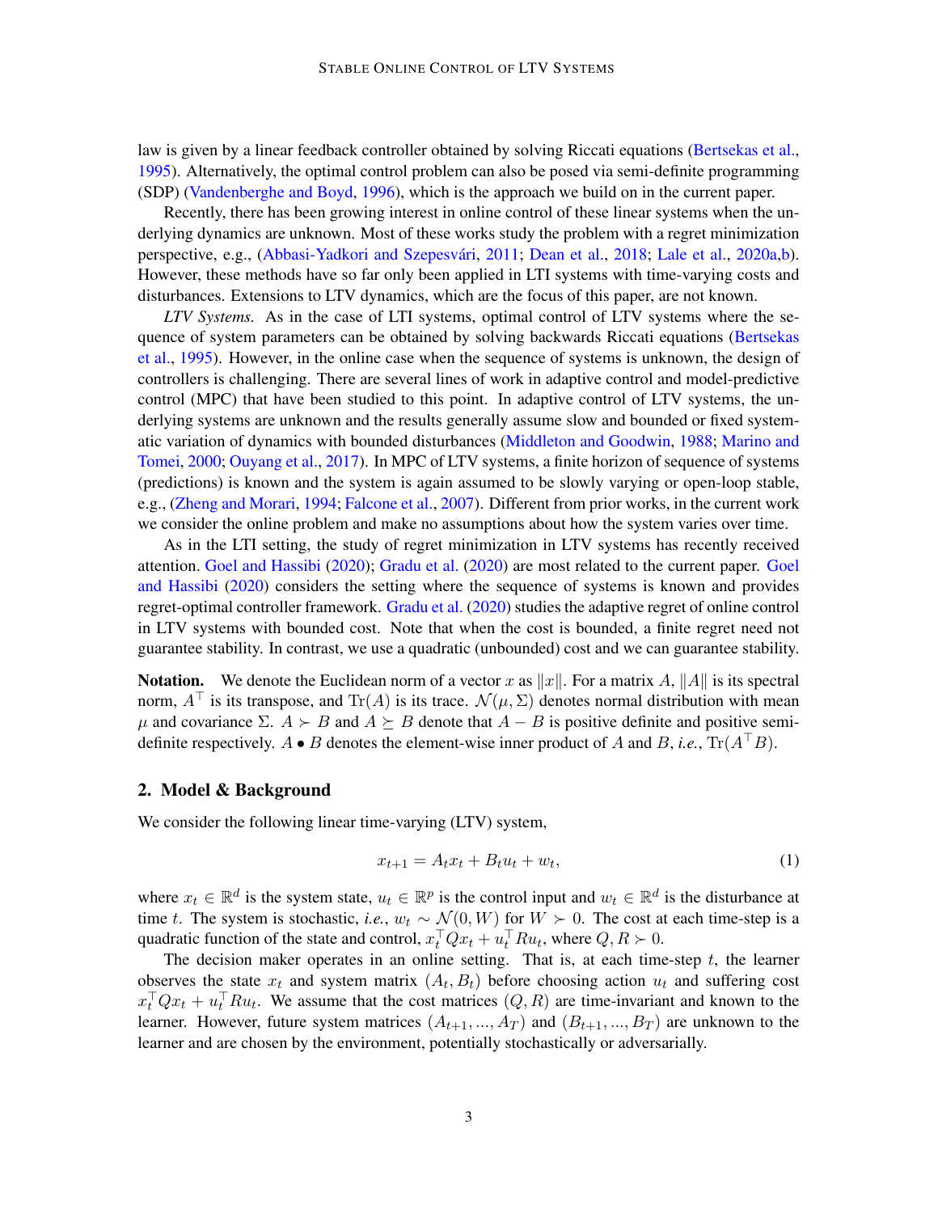law is given by a linear feedback controller obtained by solving Riccati equations (Bertsekas et al., 1995). Alternatively, the optimal control problem can also be posed via semi-definite programming (SDP) (Vandenberghe and Boyd, 1996), which is the approach we build on in the current paper.

Recently, there has been growing interest in online control of these linear systems when the underlying dynamics are unknown. Most of these works study the problem with a regret minimization perspective, e.g., (Abbasi-Yadkori and Szepesvári, 2011; Dean et al., 2018; Lale et al., 2020a,b). However, these methods have so far only been applied in LTI systems with time-varying costs and disturbances. Extensions to LTV dynamics, which are the focus of this paper, are not known.

*LTV Systems.* As in the case of LTI systems, optimal control of LTV systems where the sequence of system parameters can be obtained by solving backwards Riccati equations (Bertsekas et al., 1995). However, in the online case when the sequence of systems is unknown, the design of controllers is challenging. There are several lines of work in adaptive control and model-predictive control (MPC) that have been studied to this point. In adaptive control of LTV systems, the underlying systems are unknown and the results generally assume slow and bounded or fixed systematic variation of dynamics with bounded disturbances (Middleton and Goodwin, 1988; Marino and Tomei, 2000; Ouyang et al., 2017). In MPC of LTV systems, a finite horizon of sequence of systems (predictions) is known and the system is again assumed to be slowly varying or open-loop stable, e.g., (Zheng and Morari, 1994; Falcone et al., 2007). Different from prior works, in the current work we consider the online problem and make no assumptions about how the system varies over time.

As in the LTI setting, the study of regret minimization in LTV systems has recently received attention. Goel and Hassibi (2020); Gradu et al. (2020) are most related to the current paper. Goel and Hassibi (2020) considers the setting where the sequence of systems is known and provides regret-optimal controller framework. Gradu et al. (2020) studies the adaptive regret of online control in LTV systems with bounded cost. Note that when the cost is bounded, a finite regret need not guarantee stability. In contrast, we use a quadratic (unbounded) cost and we can guarantee stability.

**Notation.** We denote the Euclidean norm of a vector $x$ as $\|x\|$. For a matrix $A$, $\|A\|$ is its spectral norm, $A^\top$ is its transpose, and $\mathrm{Tr}(A)$ is its trace. $\mathcal{N}(\mu, \Sigma)$ denotes normal distribution with mean $\mu$ and covariance $\Sigma$. $A \succ B$ and $A \succeq B$ denote that $A - B$ is positive definite and positive semi-definite respectively. $A \bullet B$ denotes the element-wise inner product of $A$ and $B$, *i.e.*, $\mathrm{Tr}(A^\top B)$.

## 2. Model & Background

We consider the following linear time-varying (LTV) system,

$$x_{t+1} = A_t x_t + B_t u_t + w_t, \tag{1}$$

where $x_t \in \mathbb{R}^d$ is the system state, $u_t \in \mathbb{R}^p$ is the control input and $w_t \in \mathbb{R}^d$ is the disturbance at time $t$. The system is stochastic, *i.e.*, $w_t \sim \mathcal{N}(0, W)$ for $W \succ 0$. The cost at each time-step is a quadratic function of the state and control, $x_t^\top Q x_t + u_t^\top R u_t$, where $Q, R \succ 0$.

The decision maker operates in an online setting. That is, at each time-step $t$, the learner observes the state $x_t$ and system matrix $(A_t, B_t)$ before choosing action $u_t$ and suffering cost $x_t^\top Q x_t + u_t^\top R u_t$. We assume that the cost matrices $(Q, R)$ are time-invariant and known to the learner. However, future system matrices $(A_{t+1}, ..., A_T)$ and $(B_{t+1}, ..., B_T)$ are unknown to the learner and are chosen by the environment, potentially stochastically or adversarially.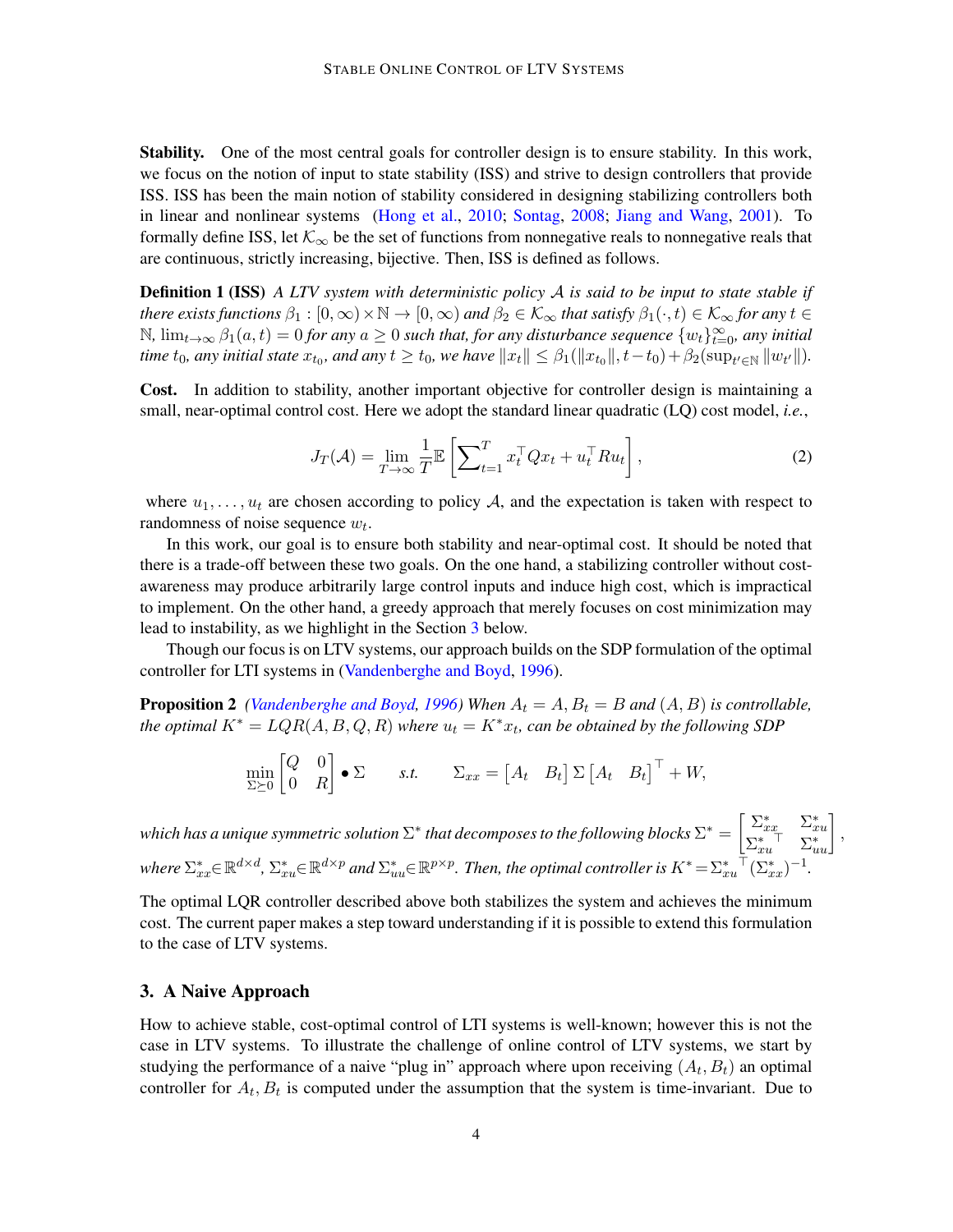**Stability.** One of the most central goals for controller design is to ensure stability. In this work, we focus on the notion of input to state stability (ISS) and strive to design controllers that provide ISS. ISS has been the main notion of stability considered in designing stabilizing controllers both in linear and nonlinear systems (Hong et al., 2010; Sontag, 2008; Jiang and Wang, 2001). To formally define ISS, let $\mathcal{K}_\infty$ be the set of functions from nonnegative reals to nonnegative reals that are continuous, strictly increasing, bijective. Then, ISS is defined as follows.

**Definition 1 (ISS)** *A LTV system with deterministic policy $\mathcal{A}$ is said to be input to state stable if there exists functions $\beta_1 : [0, \infty) \times \mathbb{N} \to [0, \infty)$ and $\beta_2 \in \mathcal{K}_\infty$ that satisfy $\beta_1(\cdot, t) \in \mathcal{K}_\infty$ for any $t \in \mathbb{N}$, $\lim_{t\to\infty} \beta_1(a, t) = 0$ for any $a \geq 0$ such that, for any disturbance sequence $\{w_t\}_{t=0}^\infty$, any initial time $t_0$, any initial state $x_{t_0}$, and any $t \geq t_0$, we have $\|x_t\| \leq \beta_1(\|x_{t_0}\|, t - t_0) + \beta_2(\sup_{t'\in\mathbb{N}} \|w_{t'}\|)$.*

**Cost.** In addition to stability, another important objective for controller design is maintaining a small, near-optimal control cost. Here we adopt the standard linear quadratic (LQ) cost model, *i.e.*,

$$J_T(\mathcal{A}) = \lim_{T\to\infty} \frac{1}{T} \mathbb{E}\left[\sum_{t=1}^{T} x_t^\top Q x_t + u_t^\top R u_t\right], \tag{2}$$

where $u_1, \ldots, u_t$ are chosen according to policy $\mathcal{A}$, and the expectation is taken with respect to randomness of noise sequence $w_t$.

In this work, our goal is to ensure both stability and near-optimal cost. It should be noted that there is a trade-off between these two goals. On the one hand, a stabilizing controller without cost-awareness may produce arbitrarily large control inputs and induce high cost, which is impractical to implement. On the other hand, a greedy approach that merely focuses on cost minimization may lead to instability, as we highlight in the Section 3 below.

Though our focus is on LTV systems, our approach builds on the SDP formulation of the optimal controller for LTI systems in (Vandenberghe and Boyd, 1996).

**Proposition 2** *(Vandenberghe and Boyd, 1996) When $A_t = A$, $B_t = B$ and $(A, B)$ is controllable, the optimal $K^* = LQR(A, B, Q, R)$ where $u_t = K^* x_t$, can be obtained by the following SDP*

$$\min_{\Sigma \succeq 0} \begin{bmatrix} Q & 0 \\ 0 & R \end{bmatrix} \bullet \Sigma \qquad \text{s.t.} \qquad \Sigma_{xx} = \begin{bmatrix} A_t & B_t \end{bmatrix} \Sigma \begin{bmatrix} A_t & B_t \end{bmatrix}^\top + W,$$

*which has a unique symmetric solution $\Sigma^*$ that decomposes to the following blocks $\Sigma^* = \begin{bmatrix} \Sigma_{xx}^* & \Sigma_{xu}^* \\ {\Sigma_{xu}^*}^\top & \Sigma_{uu}^* \end{bmatrix}$, where $\Sigma_{xx}^* \in \mathbb{R}^{d\times d}$, $\Sigma_{xu}^* \in \mathbb{R}^{d\times p}$ and $\Sigma_{uu}^* \in \mathbb{R}^{p\times p}$. Then, the optimal controller is $K^* = {\Sigma_{xu}^*}^\top (\Sigma_{xx}^*)^{-1}$.*

The optimal LQR controller described above both stabilizes the system and achieves the minimum cost. The current paper makes a step toward understanding if it is possible to extend this formulation to the case of LTV systems.

## 3. A Naive Approach

How to achieve stable, cost-optimal control of LTI systems is well-known; however this is not the case in LTV systems. To illustrate the challenge of online control of LTV systems, we start by studying the performance of a naive "plug in" approach where upon receiving $(A_t, B_t)$ an optimal controller for $A_t, B_t$ is computed under the assumption that the system is time-invariant. Due to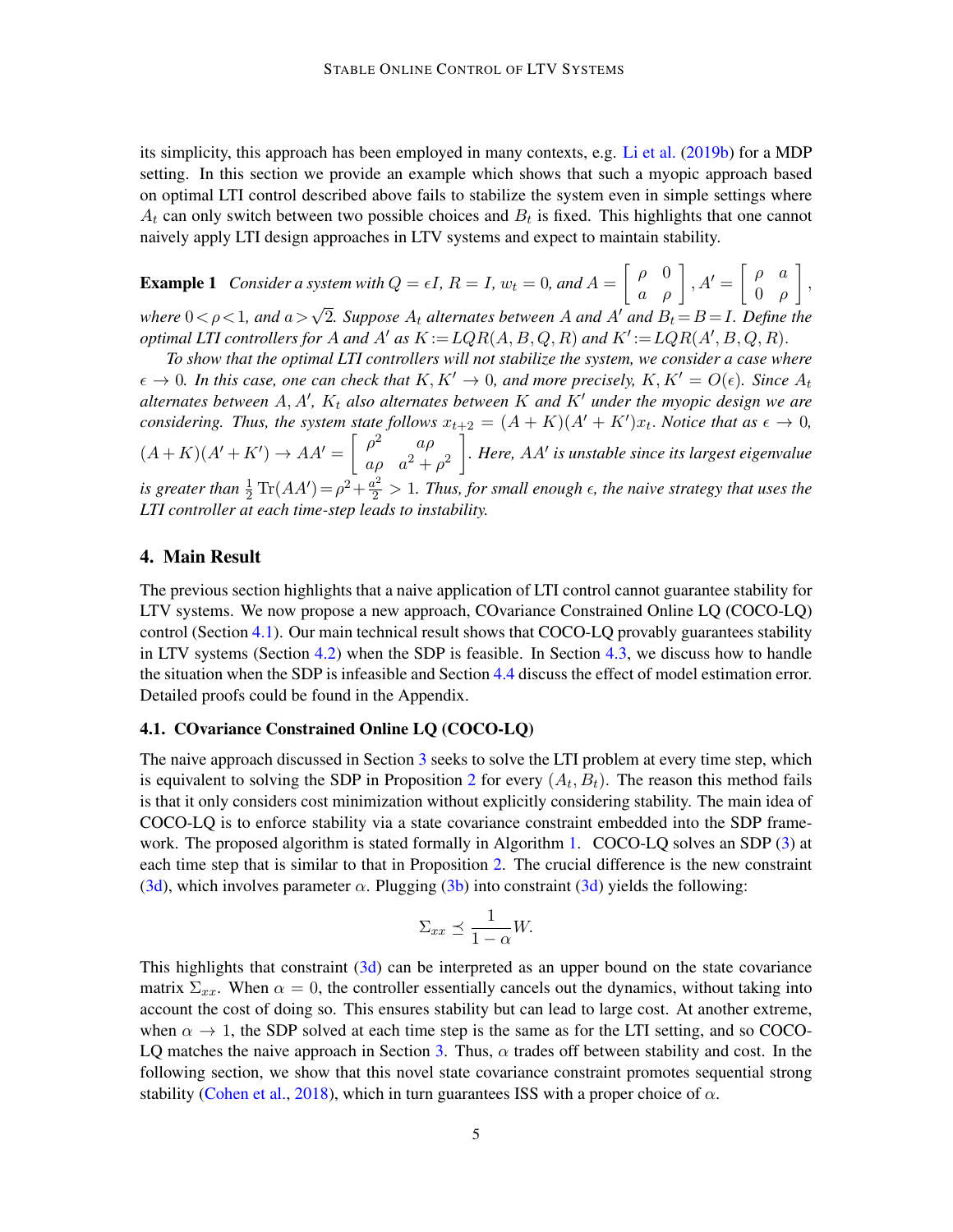its simplicity, this approach has been employed in many contexts, e.g. Li et al. (2019b) for a MDP setting. In this section we provide an example which shows that such a myopic approach based on optimal LTI control described above fails to stabilize the system even in simple settings where $A_t$ can only switch between two possible choices and $B_t$ is fixed. This highlights that one cannot naively apply LTI design approaches in LTV systems and expect to maintain stability.

**Example 1** *Consider a system with $Q = \epsilon I$, $R = I$, $w_t = 0$, and $A = \begin{bmatrix} \rho & 0 \\ a & \rho \end{bmatrix}$, $A' = \begin{bmatrix} \rho & a \\ 0 & \rho \end{bmatrix}$, where $0 < \rho < 1$, and $a > \sqrt{2}$. Suppose $A_t$ alternates between $A$ and $A'$ and $B_t = B = I$. Define the optimal LTI controllers for $A$ and $A'$ as $K := LQR(A, B, Q, R)$ and $K' := LQR(A', B, Q, R)$.*

*To show that the optimal LTI controllers will not stabilize the system, we consider a case where $\epsilon \to 0$. In this case, one can check that $K, K' \to 0$, and more precisely, $K, K' = O(\epsilon)$. Since $A_t$ alternates between $A, A'$, $K_t$ also alternates between $K$ and $K'$ under the myopic design we are considering. Thus, the system state follows $x_{t+2} = (A + K)(A' + K')x_t$. Notice that as $\epsilon \to 0$, $(A+K)(A'+K') \to AA' = \begin{bmatrix} \rho^2 & a\rho \\ a\rho & a^2 + \rho^2 \end{bmatrix}$. Here, $AA'$ is unstable since its largest eigenvalue is greater than $\frac{1}{2}\operatorname{Tr}(AA') = \rho^2 + \frac{a^2}{2} > 1$. Thus, for small enough $\epsilon$, the naive strategy that uses the LTI controller at each time-step leads to instability.*

## 4. Main Result

The previous section highlights that a naive application of LTI control cannot guarantee stability for LTV systems. We now propose a new approach, COvariance Constrained Online LQ (COCO-LQ) control (Section 4.1). Our main technical result shows that COCO-LQ provably guarantees stability in LTV systems (Section 4.2) when the SDP is feasible. In Section 4.3, we discuss how to handle the situation when the SDP is infeasible and Section 4.4 discuss the effect of model estimation error. Detailed proofs could be found in the Appendix.

### 4.1. COvariance Constrained Online LQ (COCO-LQ)

The naive approach discussed in Section 3 seeks to solve the LTI problem at every time step, which is equivalent to solving the SDP in Proposition 2 for every $(A_t, B_t)$. The reason this method fails is that it only considers cost minimization without explicitly considering stability. The main idea of COCO-LQ is to enforce stability via a state covariance constraint embedded into the SDP framework. The proposed algorithm is stated formally in Algorithm 1. COCO-LQ solves an SDP (3) at each time step that is similar to that in Proposition 2. The crucial difference is the new constraint (3d), which involves parameter $\alpha$. Plugging (3b) into constraint (3d) yields the following:

$$\Sigma_{xx} \preceq \frac{1}{1-\alpha} W.$$

This highlights that constraint (3d) can be interpreted as an upper bound on the state covariance matrix $\Sigma_{xx}$. When $\alpha = 0$, the controller essentially cancels out the dynamics, without taking into account the cost of doing so. This ensures stability but can lead to large cost. At another extreme, when $\alpha \to 1$, the SDP solved at each time step is the same as for the LTI setting, and so COCO-LQ matches the naive approach in Section 3. Thus, $\alpha$ trades off between stability and cost. In the following section, we show that this novel state covariance constraint promotes sequential strong stability (Cohen et al., 2018), which in turn guarantees ISS with a proper choice of $\alpha$.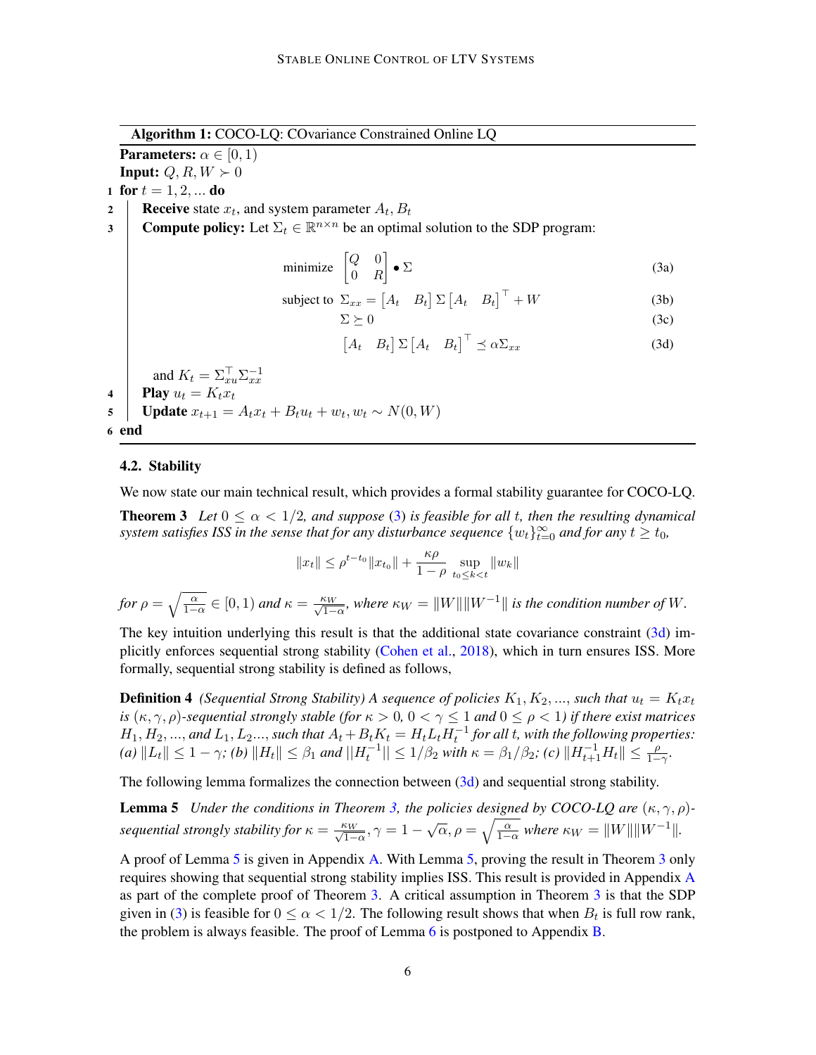**Algorithm 1:** COCO-LQ: COvariance Constrained Online LQ

**Parameters:** $\alpha \in [0, 1)$

**Input:** $Q, R, W \succ 0$

1 **for** $t = 1, 2, \ldots$ **do**

2 **Receive** state $x_t$, and system parameter $A_t, B_t$

3 **Compute policy:** Let $\Sigma_t \in \mathbb{R}^{n \times n}$ be an optimal solution to the SDP program:

$$\text{minimize} \quad \begin{bmatrix} Q & 0 \\ 0 & R \end{bmatrix} \bullet \Sigma \tag{3a}$$

$$\text{subject to} \quad \Sigma_{xx} = \begin{bmatrix} A_t & B_t \end{bmatrix} \Sigma \begin{bmatrix} A_t & B_t \end{bmatrix}^\top + W \tag{3b}$$

$$\Sigma \succeq 0 \tag{3c}$$

$$\begin{bmatrix} A_t & B_t \end{bmatrix} \Sigma \begin{bmatrix} A_t & B_t \end{bmatrix}^\top \preceq \alpha \Sigma_{xx} \tag{3d}$$

and $K_t = \Sigma_{xu}^\top \Sigma_{xx}^{-1}$

4 **Play** $u_t = K_t x_t$

5 **Update** $x_{t+1} = A_t x_t + B_t u_t + w_t, w_t \sim N(0, W)$

6 **end**

### 4.2. Stability

We now state our main technical result, which provides a formal stability guarantee for COCO-LQ.

**Theorem 3** *Let $0 \leq \alpha < 1/2$, and suppose (3) is feasible for all $t$, then the resulting dynamical system satisfies ISS in the sense that for any disturbance sequence $\{w_t\}_{t=0}^\infty$ and for any $t \geq t_0$,*

$$\|x_t\| \leq \rho^{t-t_0} \|x_{t_0}\| + \frac{\kappa \rho}{1 - \rho} \sup_{t_0 \leq k < t} \|w_k\|$$

*for $\rho = \sqrt{\frac{\alpha}{1-\alpha}} \in [0, 1)$ and $\kappa = \frac{\kappa_W}{\sqrt{1-\alpha}}$, where $\kappa_W = \|W\| \|W^{-1}\|$ is the condition number of $W$.*

The key intuition underlying this result is that the additional state covariance constraint (3d) implicitly enforces sequential strong stability (Cohen et al., 2018), which in turn ensures ISS. More formally, sequential strong stability is defined as follows,

**Definition 4** *(Sequential Strong Stability) A sequence of policies $K_1, K_2, \ldots$, such that $u_t = K_t x_t$ is $(\kappa, \gamma, \rho)$-sequential strongly stable (for $\kappa > 0$, $0 < \gamma \leq 1$ and $0 \leq \rho < 1$) if there exist matrices $H_1, H_2, \ldots$, and $L_1, L_2 \ldots$, such that $A_t + B_t K_t = H_t L_t H_t^{-1}$ for all $t$, with the following properties: (a) $\|L_t\| \leq 1 - \gamma$; (b) $\|H_t\| \leq \beta_1$ and $\|H_t^{-1}\| \leq 1/\beta_2$ with $\kappa = \beta_1/\beta_2$; (c) $\|H_{t+1}^{-1} H_t\| \leq \frac{\rho}{1-\gamma}$.*

The following lemma formalizes the connection between (3d) and sequential strong stability.

**Lemma 5** *Under the conditions in Theorem 3, the policies designed by COCO-LQ are $(\kappa, \gamma, \rho)$-sequential strongly stability for $\kappa = \frac{\kappa_W}{\sqrt{1-\alpha}}, \gamma = 1 - \sqrt{\alpha}, \rho = \sqrt{\frac{\alpha}{1-\alpha}}$ where $\kappa_W = \|W\| \|W^{-1}\|$.*

A proof of Lemma 5 is given in Appendix A. With Lemma 5, proving the result in Theorem 3 only requires showing that sequential strong stability implies ISS. This result is provided in Appendix A as part of the complete proof of Theorem 3. A critical assumption in Theorem 3 is that the SDP given in (3) is feasible for $0 \leq \alpha < 1/2$. The following result shows that when $B_t$ is full row rank, the problem is always feasible. The proof of Lemma 6 is postponed to Appendix B.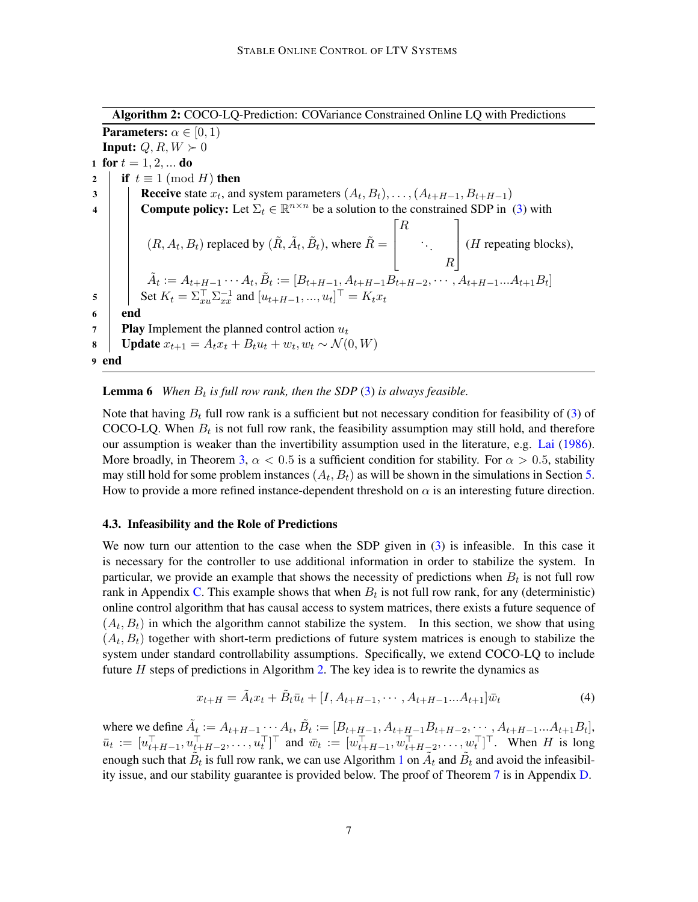**Algorithm 2:** COCO-LQ-Prediction: COVariance Constrained Online LQ with Predictions

**Parameters:** $\alpha \in [0, 1)$

**Input:** $Q, R, W \succ 0$

```
1 for t = 1, 2, ... do
2   if t ≡ 1 (mod H) then
3     Receive state x_t, and system parameters (A_t, B_t), ..., (A_{t+H-1}, B_{t+H-1})
4     Compute policy: Let Σ_t ∈ R^{n×n} be a solution to the constrained SDP in (3) with
        (R, A_t, B_t) replaced by (R̃, Ã_t, B̃_t), where R̃ = diag(R, ..., R) (H repeating blocks),
        Ã_t := A_{t+H-1} ··· A_t, B̃_t := [B_{t+H-1}, A_{t+H-1}B_{t+H-2}, ··· , A_{t+H-1}...A_{t+1}B_t]
5     Set K_t = Σ_{xu}^T Σ_{xx}^{-1} and [u_{t+H-1}, ..., u_t]^T = K_t x_t
6   end
7   Play Implement the planned control action u_t
8   Update x_{t+1} = A_t x_t + B_t u_t + w_t, w_t ~ N(0, W)
9 end
```

where in line 4:

$$\tilde{R} = \begin{bmatrix} R & & \\ & \ddots & \\ & & R \end{bmatrix} \text{ ($H$ repeating blocks)},$$

$$\tilde{A}_t := A_{t+H-1} \cdots A_t, \tilde{B}_t := [B_{t+H-1}, A_{t+H-1}B_{t+H-2}, \cdots, A_{t+H-1}...A_{t+1}B_t]$$

**Lemma 6** *When $B_t$ is full row rank, then the SDP (3) is always feasible.*

Note that having $B_t$ full row rank is a sufficient but not necessary condition for feasibility of (3) of COCO-LQ. When $B_t$ is not full row rank, the feasibility assumption may still hold, and therefore our assumption is weaker than the invertibility assumption used in the literature, e.g. Lai (1986). More broadly, in Theorem 3, $\alpha < 0.5$ is a sufficient condition for stability. For $\alpha > 0.5$, stability may still hold for some problem instances $(A_t, B_t)$ as will be shown in the simulations in Section 5. How to provide a more refined instance-dependent threshold on $\alpha$ is an interesting future direction.

### 4.3. Infeasibility and the Role of Predictions

We now turn our attention to the case when the SDP given in (3) is infeasible. In this case it is necessary for the controller to use additional information in order to stabilize the system. In particular, we provide an example that shows the necessity of predictions when $B_t$ is not full row rank in Appendix C. This example shows that when $B_t$ is not full row rank, for any (deterministic) online control algorithm that has causal access to system matrices, there exists a future sequence of $(A_t, B_t)$ in which the algorithm cannot stabilize the system. In this section, we show that using $(A_t, B_t)$ together with short-term predictions of future system matrices is enough to stabilize the system under standard controllability assumptions. Specifically, we extend COCO-LQ to include future $H$ steps of predictions in Algorithm 2. The key idea is to rewrite the dynamics as

$$x_{t+H} = \tilde{A}_t x_t + \tilde{B}_t \bar{u}_t + [I, A_{t+H-1}, \cdots, A_{t+H-1}...A_{t+1}]\bar{w}_t \tag{4}$$

where we define $\tilde{A}_t := A_{t+H-1} \cdots A_t$, $\tilde{B}_t := [B_{t+H-1}, A_{t+H-1}B_{t+H-2}, \cdots, A_{t+H-1}...A_{t+1}B_t]$, $\bar{u}_t := [u_{t+H-1}^\top, u_{t+H-2}^\top, \ldots, u_t^\top]^\top$ and $\bar{w}_t := [w_{t+H-1}^\top, w_{t+H-2}^\top, \ldots, w_t^\top]^\top$. When $H$ is long enough such that $\tilde{B}_t$ is full row rank, we can use Algorithm 1 on $\tilde{A}_t$ and $\tilde{B}_t$ and avoid the infeasibility issue, and our stability guarantee is provided below. The proof of Theorem 7 is in Appendix D.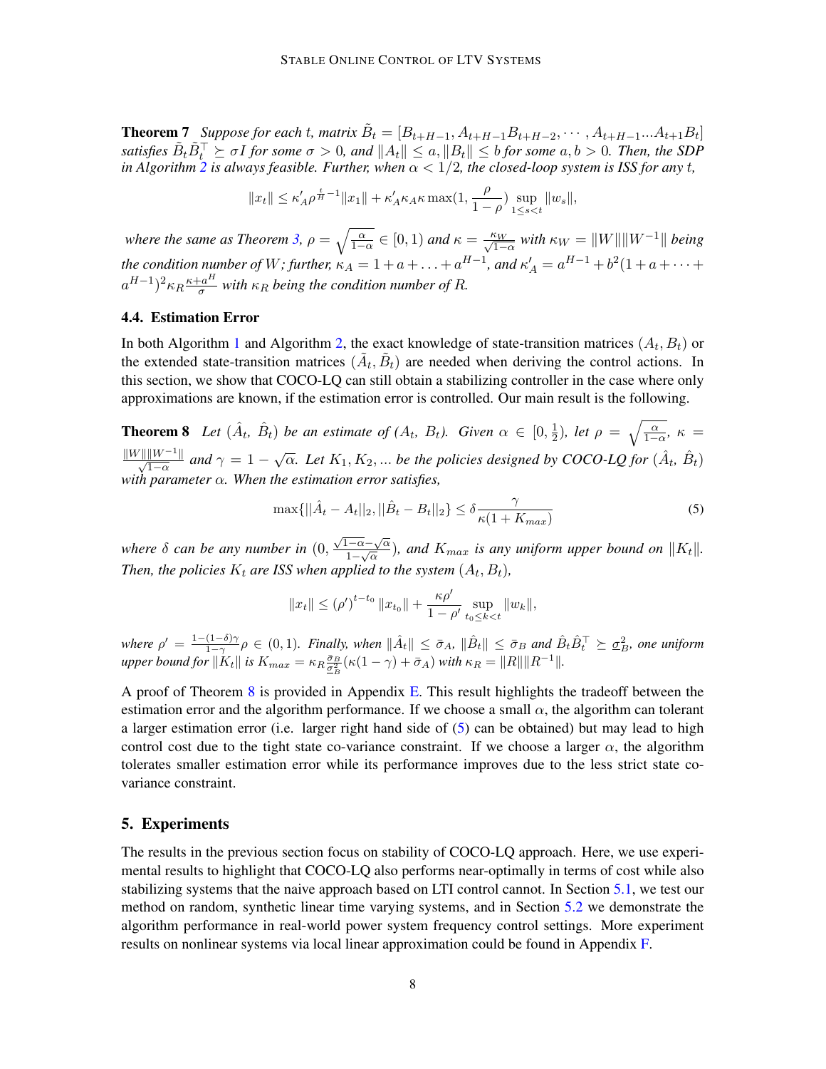**Theorem 7** *Suppose for each $t$, matrix $\tilde{B}_t = [B_{t+H-1}, A_{t+H-1}B_{t+H-2}, \cdots, A_{t+H-1}...A_{t+1}B_t]$ satisfies $\tilde{B}_t\tilde{B}_t^\top \succeq \sigma I$ for some $\sigma > 0$, and $\|A_t\| \leq a, \|B_t\| \leq b$ for some $a, b > 0$. Then, the SDP in Algorithm 2 is always feasible. Further, when $\alpha < 1/2$, the closed-loop system is ISS for any $t$,*

$$\|x_t\| \leq \kappa_A' \rho^{\frac{t}{H}-1}\|x_1\| + \kappa_A'\kappa_A\kappa \max(1, \frac{\rho}{1-\rho}) \sup_{1\leq s<t} \|w_s\|,$$

*where the same as Theorem 3, $\rho = \sqrt{\frac{\alpha}{1-\alpha}} \in [0, 1)$ and $\kappa = \frac{\kappa_W}{\sqrt{1-\alpha}}$ with $\kappa_W = \|W\|\|W^{-1}\|$ being the condition number of $W$; further, $\kappa_A = 1 + a + \ldots + a^{H-1}$, and $\kappa_A' = a^{H-1} + b^2(1 + a + \cdots + a^{H-1})^2\kappa_R\frac{\kappa+a^H}{\sigma}$ with $\kappa_R$ being the condition number of $R$.*

### 4.4. Estimation Error

In both Algorithm 1 and Algorithm 2, the exact knowledge of state-transition matrices $(A_t, B_t)$ or the extended state-transition matrices $(\tilde{A}_t, \tilde{B}_t)$ are needed when deriving the control actions. In this section, we show that COCO-LQ can still obtain a stabilizing controller in the case where only approximations are known, if the estimation error is controlled. Our main result is the following.

**Theorem 8** *Let $(\hat{A}_t, \hat{B}_t)$ be an estimate of $(A_t, B_t)$. Given $\alpha \in [0, \frac{1}{2})$, let $\rho = \sqrt{\frac{\alpha}{1-\alpha}}$, $\kappa = \frac{\|W\|\|W^{-1}\|}{\sqrt{1-\alpha}}$ and $\gamma = 1 - \sqrt{\alpha}$. Let $K_1, K_2, ...$ be the policies designed by COCO-LQ for $(\hat{A}_t, \hat{B}_t)$ with parameter $\alpha$. When the estimation error satisfies,*

$$\max\{||\hat{A}_t - A_t||_2, ||\hat{B}_t - B_t||_2\} \leq \delta \frac{\gamma}{\kappa(1 + K_{max})} \tag{5}$$

*where $\delta$ can be any number in $(0, \frac{\sqrt{1-\alpha}-\sqrt{\alpha}}{1-\sqrt{\alpha}})$, and $K_{max}$ is any uniform upper bound on $\|K_t\|$. Then, the policies $K_t$ are ISS when applied to the system $(A_t, B_t)$,*

$$\|x_t\| \leq (\rho')^{t-t_0} \|x_{t_0}\| + \frac{\kappa\rho'}{1-\rho'} \sup_{t_0\leq k<t} \|w_k\|,$$

*where $\rho' = \frac{1-(1-\delta)\gamma}{1-\gamma}\rho \in (0, 1)$. Finally, when $\|\hat{A}_t\| \leq \bar{\sigma}_A$, $\|\hat{B}_t\| \leq \bar{\sigma}_B$ and $\hat{B}_t\hat{B}_t^\top \succeq \underline{\sigma}_B^2$, one uniform upper bound for $\|K_t\|$ is $K_{max} = \kappa_R\frac{\bar{\sigma}_B}{\underline{\sigma}_B^2}(\kappa(1-\gamma) + \bar{\sigma}_A)$ with $\kappa_R = \|R\|\|R^{-1}\|$.*

A proof of Theorem 8 is provided in Appendix E. This result highlights the tradeoff between the estimation error and the algorithm performance. If we choose a small $\alpha$, the algorithm can tolerant a larger estimation error (i.e. larger right hand side of (5) can be obtained) but may lead to high control cost due to the tight state co-variance constraint. If we choose a larger $\alpha$, the algorithm tolerates smaller estimation error while its performance improves due to the less strict state co-variance constraint.

## 5. Experiments

The results in the previous section focus on stability of COCO-LQ approach. Here, we use experimental results to highlight that COCO-LQ also performs near-optimally in terms of cost while also stabilizing systems that the naive approach based on LTI control cannot. In Section 5.1, we test our method on random, synthetic linear time varying systems, and in Section 5.2 we demonstrate the algorithm performance in real-world power system frequency control settings. More experiment results on nonlinear systems via local linear approximation could be found in Appendix F.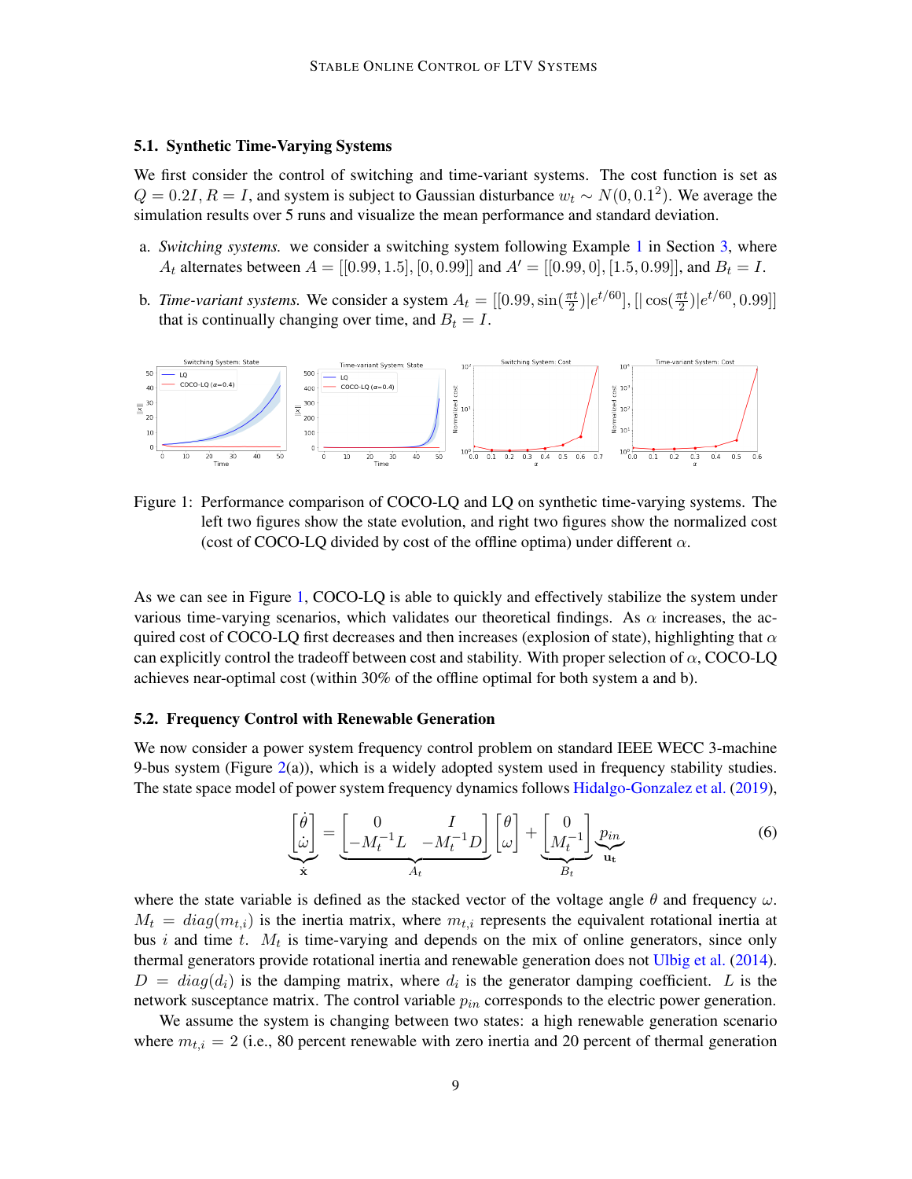### 5.1. Synthetic Time-Varying Systems

We first consider the control of switching and time-variant systems. The cost function is set as $Q = 0.2I$, $R = I$, and system is subject to Gaussian disturbance $w_t \sim N(0, 0.1^2)$. We average the simulation results over 5 runs and visualize the mean performance and standard deviation.

a. *Switching systems.* we consider a switching system following Example 1 in Section 3, where $A_t$ alternates between $A = [[0.99, 1.5], [0, 0.99]]$ and $A' = [[0.99, 0], [1.5, 0.99]]$, and $B_t = I$.

b. *Time-variant systems.* We consider a system $A_t = [[0.99, \sin(\frac{\pi t}{2})|e^{t/60}], [|\cos(\frac{\pi t}{2})|e^{t/60}, 0.99]]$ that is continually changing over time, and $B_t = I$.

Figure 1: Performance comparison of COCO-LQ and LQ on synthetic time-varying systems. The left two figures show the state evolution, and right two figures show the normalized cost (cost of COCO-LQ divided by cost of the offline optima) under different $\alpha$.

As we can see in Figure 1, COCO-LQ is able to quickly and effectively stabilize the system under various time-varying scenarios, which validates our theoretical findings. As $\alpha$ increases, the acquired cost of COCO-LQ first decreases and then increases (explosion of state), highlighting that $\alpha$ can explicitly control the tradeoff between cost and stability. With proper selection of $\alpha$, COCO-LQ achieves near-optimal cost (within 30% of the offline optimal for both system a and b).

### 5.2. Frequency Control with Renewable Generation

We now consider a power system frequency control problem on standard IEEE WECC 3-machine 9-bus system (Figure 2(a)), which is a widely adopted system used in frequency stability studies. The state space model of power system frequency dynamics follows Hidalgo-Gonzalez et al. (2019),

$$\underbrace{\begin{bmatrix} \dot{\theta} \\ \dot{\omega} \end{bmatrix}}_{\dot{\mathbf{x}}} = \underbrace{\begin{bmatrix} 0 & I \\ -M_t^{-1}L & -M_t^{-1}D \end{bmatrix}}_{A_t} \begin{bmatrix} \theta \\ \omega \end{bmatrix} + \underbrace{\begin{bmatrix} 0 \\ M_t^{-1} \end{bmatrix}}_{B_t} \underbrace{p_{in}}_{\mathbf{u_t}} \tag{6}$$

where the state variable is defined as the stacked vector of the voltage angle $\theta$ and frequency $\omega$. $M_t = diag(m_{t,i})$ is the inertia matrix, where $m_{t,i}$ represents the equivalent rotational inertia at bus $i$ and time $t$. $M_t$ is time-varying and depends on the mix of online generators, since only thermal generators provide rotational inertia and renewable generation does not Ulbig et al. (2014). $D = diag(d_i)$ is the damping matrix, where $d_i$ is the generator damping coefficient. $L$ is the network susceptance matrix. The control variable $p_{in}$ corresponds to the electric power generation.

We assume the system is changing between two states: a high renewable generation scenario where $m_{t,i} = 2$ (i.e., 80 percent renewable with zero inertia and 20 percent of thermal generation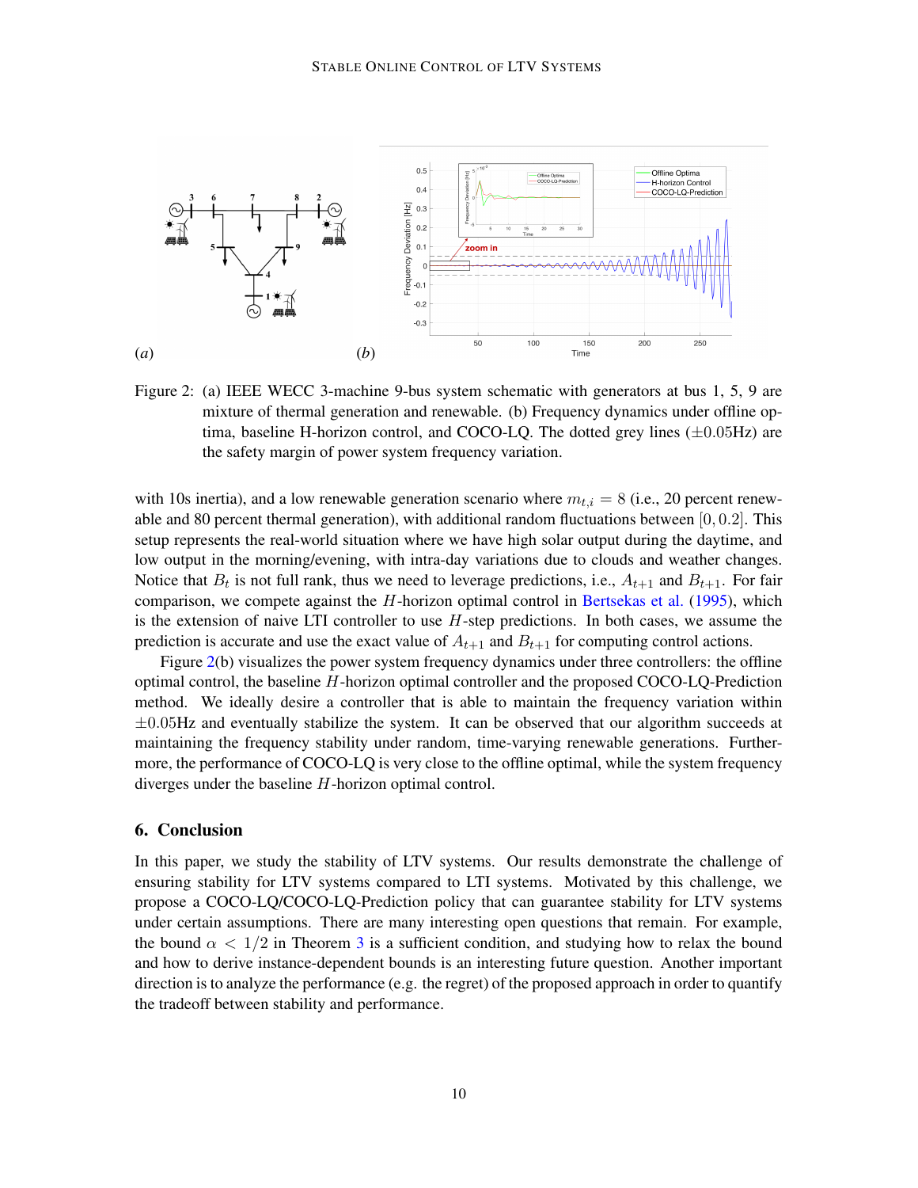Figure 2: (a) IEEE WECC 3-machine 9-bus system schematic with generators at bus 1, 5, 9 are mixture of thermal generation and renewable. (b) Frequency dynamics under offline optima, baseline H-horizon control, and COCO-LQ. The dotted grey lines ($\pm 0.05$Hz) are the safety margin of power system frequency variation.

with 10s inertia), and a low renewable generation scenario where $m_{t,i} = 8$ (i.e., 20 percent renewable and 80 percent thermal generation), with additional random fluctuations between $[0, 0.2]$. This setup represents the real-world situation where we have high solar output during the daytime, and low output in the morning/evening, with intra-day variations due to clouds and weather changes. Notice that $B_t$ is not full rank, thus we need to leverage predictions, i.e., $A_{t+1}$ and $B_{t+1}$. For fair comparison, we compete against the $H$-horizon optimal control in Bertsekas et al. (1995), which is the extension of naive LTI controller to use $H$-step predictions. In both cases, we assume the prediction is accurate and use the exact value of $A_{t+1}$ and $B_{t+1}$ for computing control actions.

Figure 2(b) visualizes the power system frequency dynamics under three controllers: the offline optimal control, the baseline $H$-horizon optimal controller and the proposed COCO-LQ-Prediction method. We ideally desire a controller that is able to maintain the frequency variation within $\pm 0.05$Hz and eventually stabilize the system. It can be observed that our algorithm succeeds at maintaining the frequency stability under random, time-varying renewable generations. Furthermore, the performance of COCO-LQ is very close to the offline optimal, while the system frequency diverges under the baseline $H$-horizon optimal control.

## 6. Conclusion

In this paper, we study the stability of LTV systems. Our results demonstrate the challenge of ensuring stability for LTV systems compared to LTI systems. Motivated by this challenge, we propose a COCO-LQ/COCO-LQ-Prediction policy that can guarantee stability for LTV systems under certain assumptions. There are many interesting open questions that remain. For example, the bound $\alpha < 1/2$ in Theorem 3 is a sufficient condition, and studying how to relax the bound and how to derive instance-dependent bounds is an interesting future question. Another important direction is to analyze the performance (e.g. the regret) of the proposed approach in order to quantify the tradeoff between stability and performance.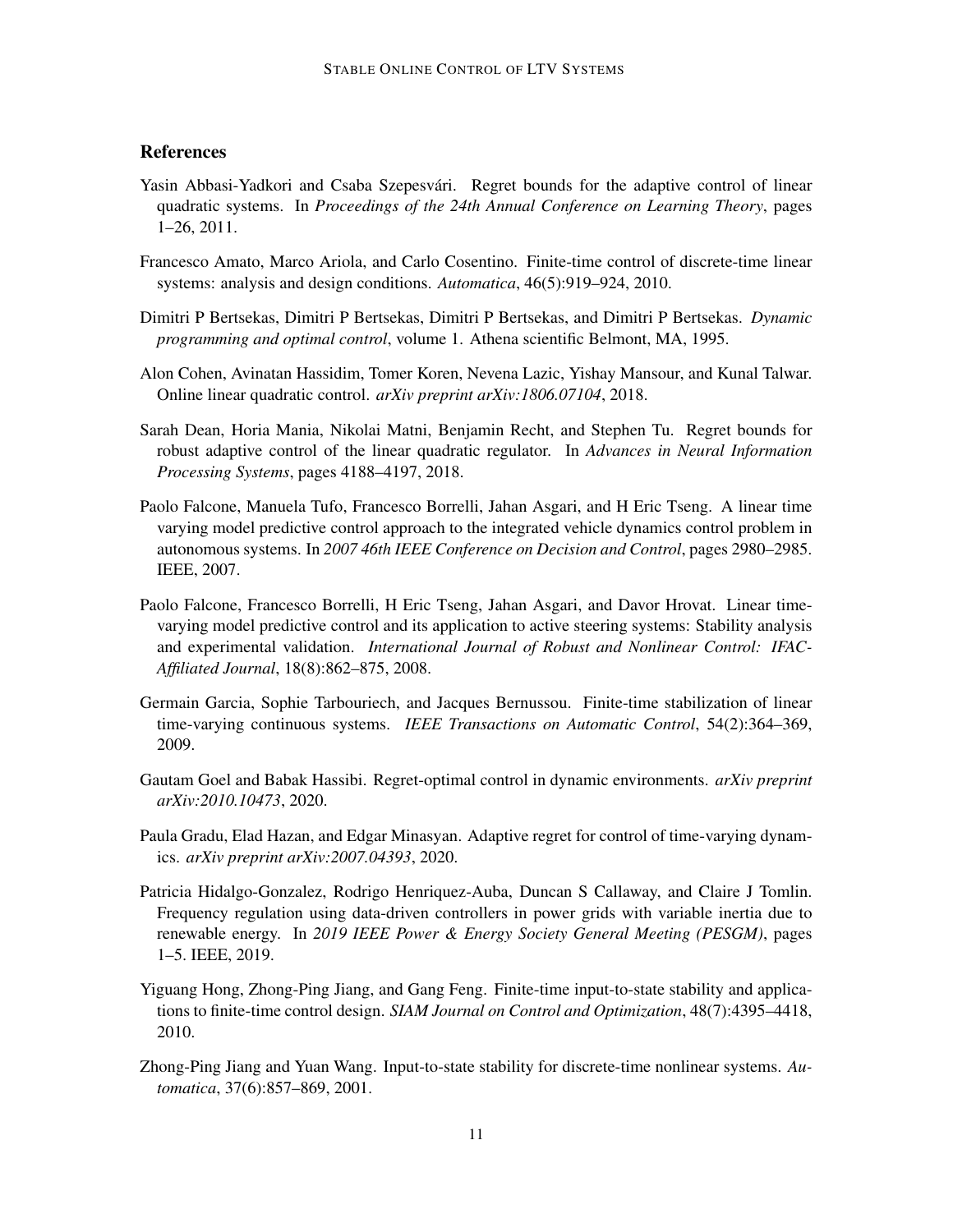## References

Yasin Abbasi-Yadkori and Csaba Szepesvári. Regret bounds for the adaptive control of linear quadratic systems. In *Proceedings of the 24th Annual Conference on Learning Theory*, pages 1–26, 2011.

Francesco Amato, Marco Ariola, and Carlo Cosentino. Finite-time control of discrete-time linear systems: analysis and design conditions. *Automatica*, 46(5):919–924, 2010.

Dimitri P Bertsekas, Dimitri P Bertsekas, Dimitri P Bertsekas, and Dimitri P Bertsekas. *Dynamic programming and optimal control*, volume 1. Athena scientific Belmont, MA, 1995.

Alon Cohen, Avinatan Hassidim, Tomer Koren, Nevena Lazic, Yishay Mansour, and Kunal Talwar. Online linear quadratic control. *arXiv preprint arXiv:1806.07104*, 2018.

Sarah Dean, Horia Mania, Nikolai Matni, Benjamin Recht, and Stephen Tu. Regret bounds for robust adaptive control of the linear quadratic regulator. In *Advances in Neural Information Processing Systems*, pages 4188–4197, 2018.

Paolo Falcone, Manuela Tufo, Francesco Borrelli, Jahan Asgari, and H Eric Tseng. A linear time varying model predictive control approach to the integrated vehicle dynamics control problem in autonomous systems. In *2007 46th IEEE Conference on Decision and Control*, pages 2980–2985. IEEE, 2007.

Paolo Falcone, Francesco Borrelli, H Eric Tseng, Jahan Asgari, and Davor Hrovat. Linear time-varying model predictive control and its application to active steering systems: Stability analysis and experimental validation. *International Journal of Robust and Nonlinear Control: IFAC-Affiliated Journal*, 18(8):862–875, 2008.

Germain Garcia, Sophie Tarbouriech, and Jacques Bernussou. Finite-time stabilization of linear time-varying continuous systems. *IEEE Transactions on Automatic Control*, 54(2):364–369, 2009.

Gautam Goel and Babak Hassibi. Regret-optimal control in dynamic environments. *arXiv preprint arXiv:2010.10473*, 2020.

Paula Gradu, Elad Hazan, and Edgar Minasyan. Adaptive regret for control of time-varying dynamics. *arXiv preprint arXiv:2007.04393*, 2020.

Patricia Hidalgo-Gonzalez, Rodrigo Henriquez-Auba, Duncan S Callaway, and Claire J Tomlin. Frequency regulation using data-driven controllers in power grids with variable inertia due to renewable energy. In *2019 IEEE Power & Energy Society General Meeting (PESGM)*, pages 1–5. IEEE, 2019.

Yiguang Hong, Zhong-Ping Jiang, and Gang Feng. Finite-time input-to-state stability and applications to finite-time control design. *SIAM Journal on Control and Optimization*, 48(7):4395–4418, 2010.

Zhong-Ping Jiang and Yuan Wang. Input-to-state stability for discrete-time nonlinear systems. *Automatica*, 37(6):857–869, 2001.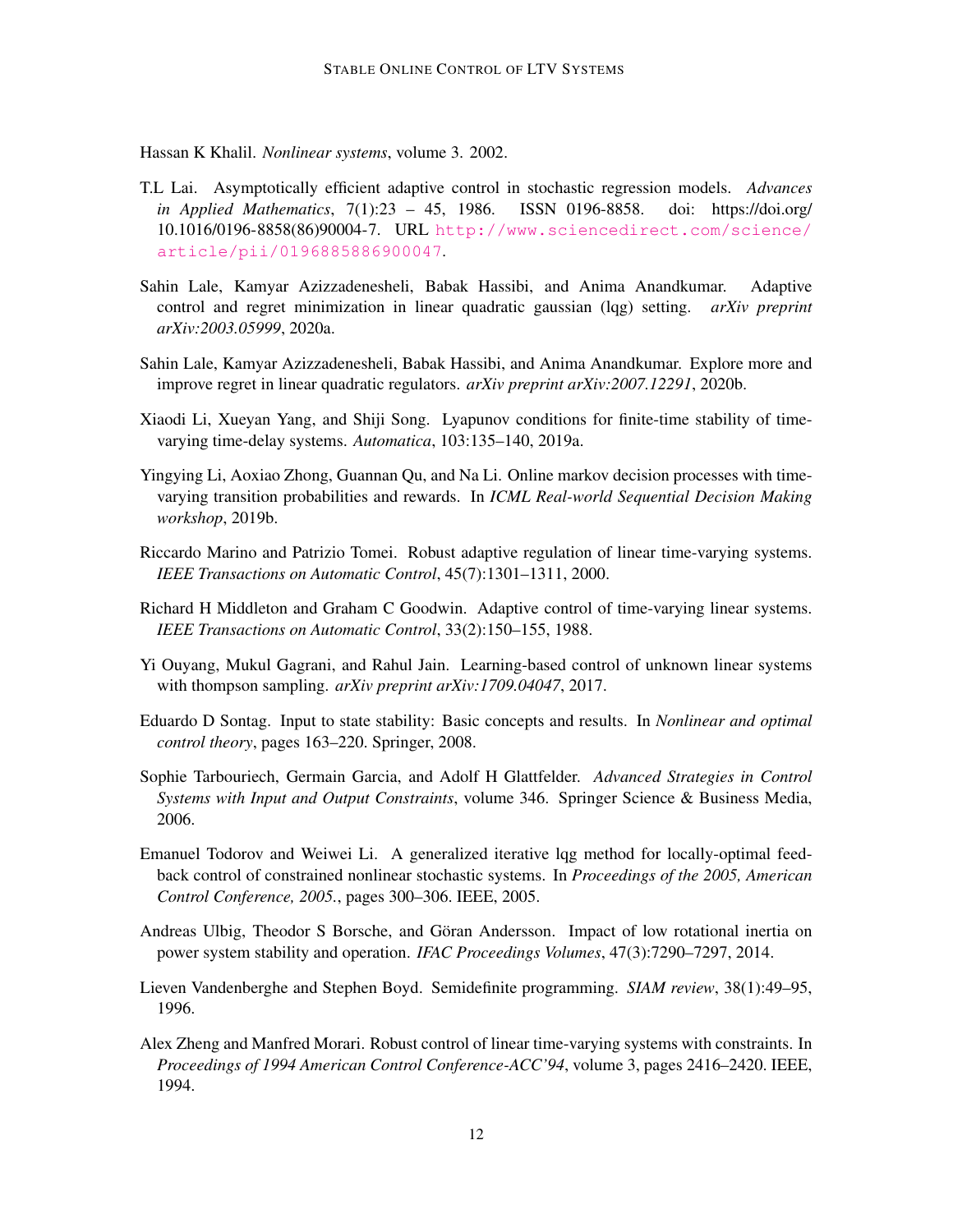Hassan K Khalil. *Nonlinear systems*, volume 3. 2002.

T.L Lai. Asymptotically efficient adaptive control in stochastic regression models. *Advances in Applied Mathematics*, 7(1):23 – 45, 1986. ISSN 0196-8858. doi: https://doi.org/10.1016/0196-8858(86)90004-7. URL http://www.sciencedirect.com/science/article/pii/0196885886900047.

Sahin Lale, Kamyar Azizzadenesheli, Babak Hassibi, and Anima Anandkumar. Adaptive control and regret minimization in linear quadratic gaussian (lqg) setting. *arXiv preprint arXiv:2003.05999*, 2020a.

Sahin Lale, Kamyar Azizzadenesheli, Babak Hassibi, and Anima Anandkumar. Explore more and improve regret in linear quadratic regulators. *arXiv preprint arXiv:2007.12291*, 2020b.

Xiaodi Li, Xueyan Yang, and Shiji Song. Lyapunov conditions for finite-time stability of time-varying time-delay systems. *Automatica*, 103:135–140, 2019a.

Yingying Li, Aoxiao Zhong, Guannan Qu, and Na Li. Online markov decision processes with time-varying transition probabilities and rewards. In *ICML Real-world Sequential Decision Making workshop*, 2019b.

Riccardo Marino and Patrizio Tomei. Robust adaptive regulation of linear time-varying systems. *IEEE Transactions on Automatic Control*, 45(7):1301–1311, 2000.

Richard H Middleton and Graham C Goodwin. Adaptive control of time-varying linear systems. *IEEE Transactions on Automatic Control*, 33(2):150–155, 1988.

Yi Ouyang, Mukul Gagrani, and Rahul Jain. Learning-based control of unknown linear systems with thompson sampling. *arXiv preprint arXiv:1709.04047*, 2017.

Eduardo D Sontag. Input to state stability: Basic concepts and results. In *Nonlinear and optimal control theory*, pages 163–220. Springer, 2008.

Sophie Tarbouriech, Germain Garcia, and Adolf H Glattfelder. *Advanced Strategies in Control Systems with Input and Output Constraints*, volume 346. Springer Science & Business Media, 2006.

Emanuel Todorov and Weiwei Li. A generalized iterative lqg method for locally-optimal feedback control of constrained nonlinear stochastic systems. In *Proceedings of the 2005, American Control Conference, 2005.*, pages 300–306. IEEE, 2005.

Andreas Ulbig, Theodor S Borsche, and Göran Andersson. Impact of low rotational inertia on power system stability and operation. *IFAC Proceedings Volumes*, 47(3):7290–7297, 2014.

Lieven Vandenberghe and Stephen Boyd. Semidefinite programming. *SIAM review*, 38(1):49–95, 1996.

Alex Zheng and Manfred Morari. Robust control of linear time-varying systems with constraints. In *Proceedings of 1994 American Control Conference-ACC'94*, volume 3, pages 2416–2420. IEEE, 1994.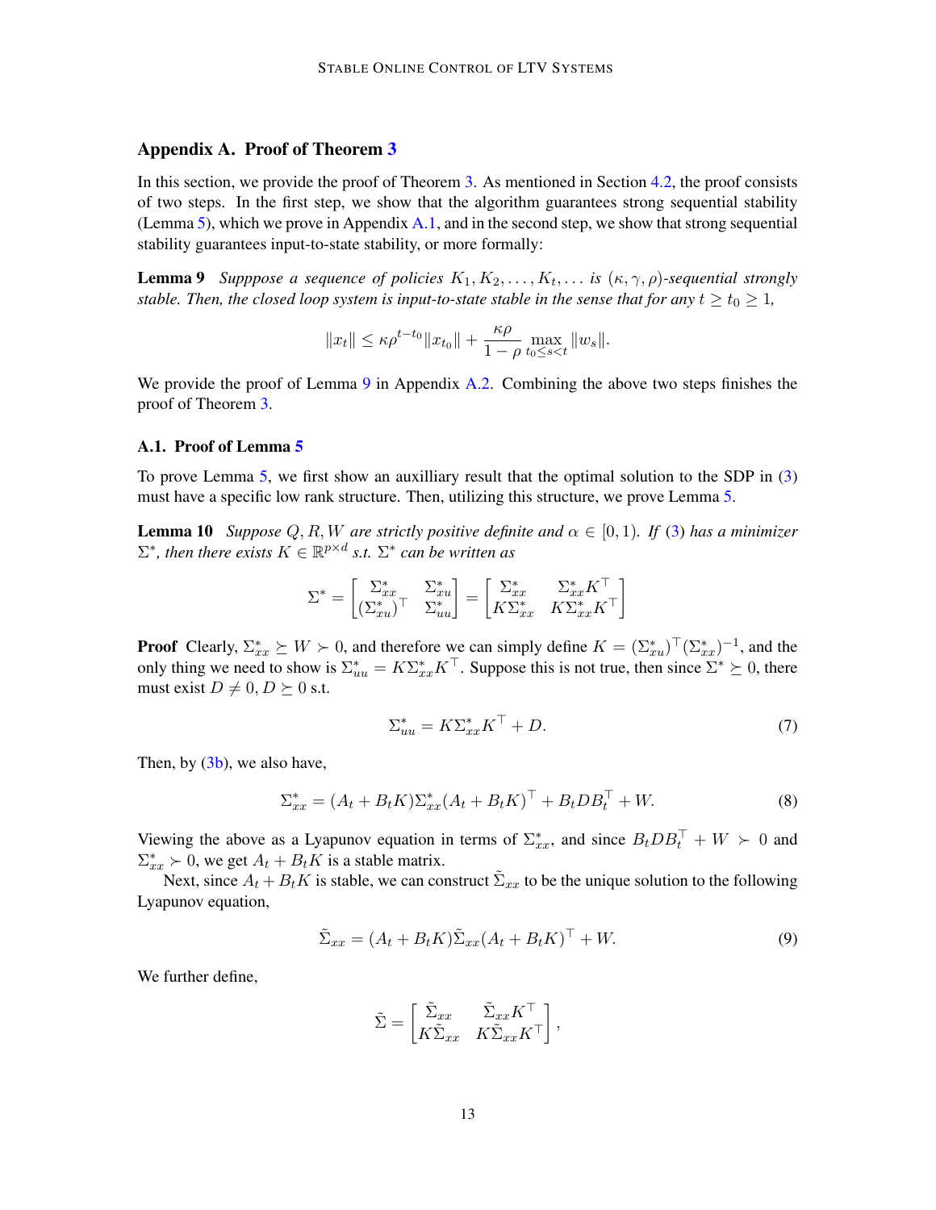## Appendix A. Proof of Theorem 3

In this section, we provide the proof of Theorem 3. As mentioned in Section 4.2, the proof consists of two steps. In the first step, we show that the algorithm guarantees strong sequential stability (Lemma 5), which we prove in Appendix A.1, and in the second step, we show that strong sequential stability guarantees input-to-state stability, or more formally:

**Lemma 9** *Supppose a sequence of policies $K_1, K_2, \ldots, K_t, \ldots$ is $(\kappa, \gamma, \rho)$-sequential strongly stable. Then, the closed loop system is input-to-state stable in the sense that for any $t \geq t_0 \geq 1$,*

$$\|x_t\| \leq \kappa \rho^{t-t_0} \|x_{t_0}\| + \frac{\kappa \rho}{1-\rho} \max_{t_0 \leq s < t} \|w_s\|.$$

We provide the proof of Lemma 9 in Appendix A.2. Combining the above two steps finishes the proof of Theorem 3.

### A.1. Proof of Lemma 5

To prove Lemma 5, we first show an auxilliary result that the optimal solution to the SDP in (3) must have a specific low rank structure. Then, utilizing this structure, we prove Lemma 5.

**Lemma 10** *Suppose $Q, R, W$ are strictly positive definite and $\alpha \in [0, 1)$. If (3) has a minimizer $\Sigma^*$, then there exists $K \in \mathbb{R}^{p \times d}$ s.t. $\Sigma^*$ can be written as*

$$\Sigma^* = \begin{bmatrix} \Sigma_{xx}^* & \Sigma_{xu}^* \\ (\Sigma_{xu}^*)^\top & \Sigma_{uu}^* \end{bmatrix} = \begin{bmatrix} \Sigma_{xx}^* & \Sigma_{xx}^* K^\top \\ K \Sigma_{xx}^* & K \Sigma_{xx}^* K^\top \end{bmatrix}$$

**Proof** Clearly, $\Sigma_{xx}^* \succeq W \succ 0$, and therefore we can simply define $K = (\Sigma_{xu}^*)^\top (\Sigma_{xx}^*)^{-1}$, and the only thing we need to show is $\Sigma_{uu}^* = K \Sigma_{xx}^* K^\top$. Suppose this is not true, then since $\Sigma^* \succeq 0$, there must exist $D \neq 0, D \succeq 0$ s.t.

$$\Sigma_{uu}^* = K \Sigma_{xx}^* K^\top + D. \tag{7}$$

Then, by (3b), we also have,

$$\Sigma_{xx}^* = (A_t + B_t K) \Sigma_{xx}^* (A_t + B_t K)^\top + B_t D B_t^\top + W. \tag{8}$$

Viewing the above as a Lyapunov equation in terms of $\Sigma_{xx}^*$, and since $B_t D B_t^\top + W \succ 0$ and $\Sigma_{xx}^* \succ 0$, we get $A_t + B_t K$ is a stable matrix.

Next, since $A_t + B_t K$ is stable, we can construct $\tilde{\Sigma}_{xx}$ to be the unique solution to the following Lyapunov equation,

$$\tilde{\Sigma}_{xx} = (A_t + B_t K) \tilde{\Sigma}_{xx} (A_t + B_t K)^\top + W. \tag{9}$$

We further define,

$$\tilde{\Sigma} = \begin{bmatrix} \tilde{\Sigma}_{xx} & \tilde{\Sigma}_{xx} K^\top \\ K \tilde{\Sigma}_{xx} & K \tilde{\Sigma}_{xx} K^\top \end{bmatrix},$$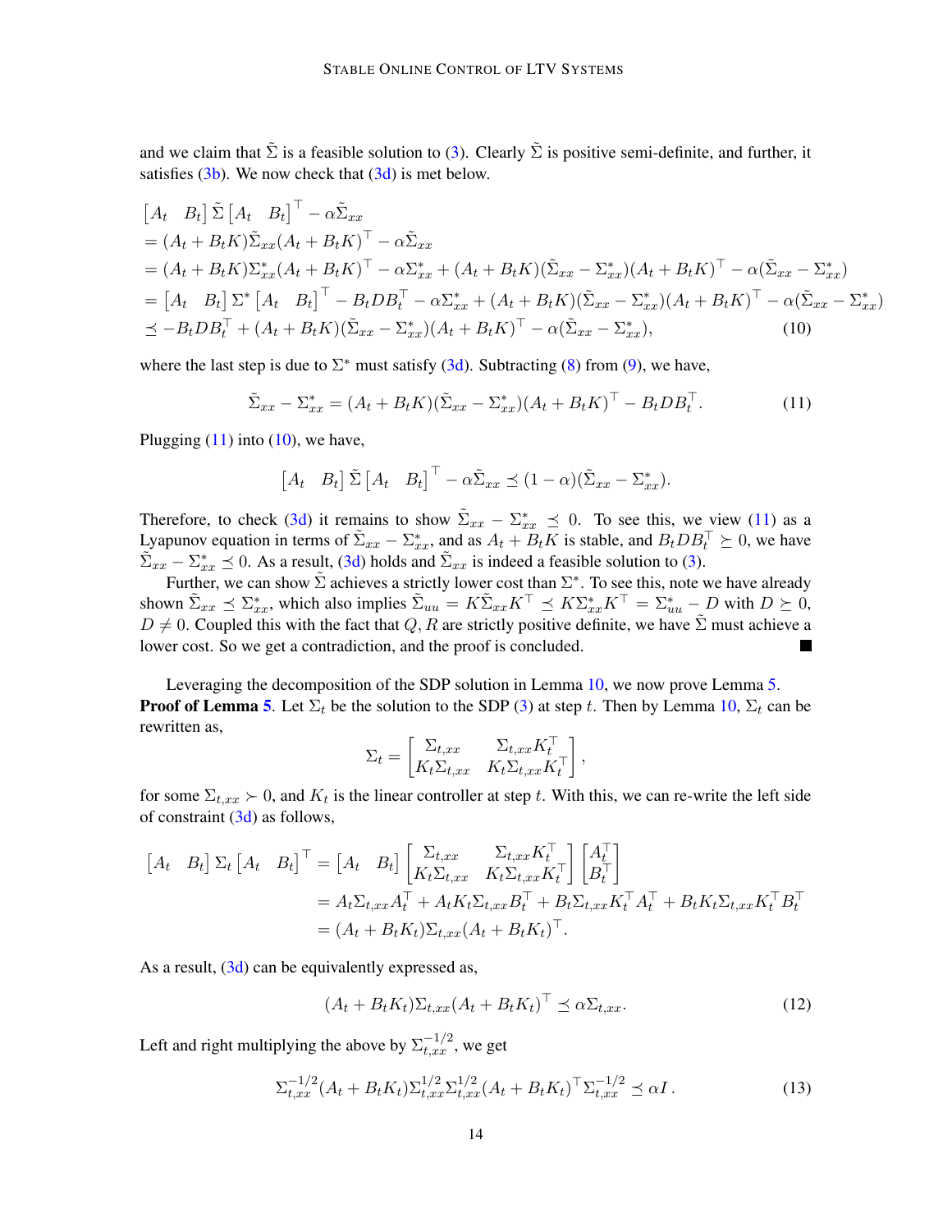and we claim that $\tilde{\Sigma}$ is a feasible solution to (3). Clearly $\tilde{\Sigma}$ is positive semi-definite, and further, it satisfies (3b). We now check that (3d) is met below.

$$
\begin{aligned}
&\begin{bmatrix} A_t & B_t \end{bmatrix} \tilde{\Sigma} \begin{bmatrix} A_t & B_t \end{bmatrix}^\top - \alpha \tilde{\Sigma}_{xx} \\
&= (A_t + B_t K)\tilde{\Sigma}_{xx}(A_t + B_t K)^\top - \alpha \tilde{\Sigma}_{xx} \\
&= (A_t + B_t K)\Sigma^*_{xx}(A_t + B_t K)^\top - \alpha \Sigma^*_{xx} + (A_t + B_t K)(\tilde{\Sigma}_{xx} - \Sigma^*_{xx})(A_t + B_t K)^\top - \alpha(\tilde{\Sigma}_{xx} - \Sigma^*_{xx}) \\
&= \begin{bmatrix} A_t & B_t \end{bmatrix} \Sigma^* \begin{bmatrix} A_t & B_t \end{bmatrix}^\top - B_t D B_t^\top - \alpha \Sigma^*_{xx} + (A_t + B_t K)(\tilde{\Sigma}_{xx} - \Sigma^*_{xx})(A_t + B_t K)^\top - \alpha(\tilde{\Sigma}_{xx} - \Sigma^*_{xx}) \\
&\preceq -B_t D B_t^\top + (A_t + B_t K)(\tilde{\Sigma}_{xx} - \Sigma^*_{xx})(A_t + B_t K)^\top - \alpha(\tilde{\Sigma}_{xx} - \Sigma^*_{xx}),
\end{aligned} \tag{10}
$$

where the last step is due to $\Sigma^*$ must satisfy (3d). Subtracting (8) from (9), we have,

$$
\tilde{\Sigma}_{xx} - \Sigma^*_{xx} = (A_t + B_t K)(\tilde{\Sigma}_{xx} - \Sigma^*_{xx})(A_t + B_t K)^\top - B_t D B_t^\top. \tag{11}
$$

Plugging (11) into (10), we have,

$$
\begin{bmatrix} A_t & B_t \end{bmatrix} \tilde{\Sigma} \begin{bmatrix} A_t & B_t \end{bmatrix}^\top - \alpha \tilde{\Sigma}_{xx} \preceq (1-\alpha)(\tilde{\Sigma}_{xx} - \Sigma^*_{xx}).
$$

Therefore, to check (3d) it remains to show $\tilde{\Sigma}_{xx} - \Sigma^*_{xx} \preceq 0$. To see this, we view (11) as a Lyapunov equation in terms of $\tilde{\Sigma}_{xx} - \Sigma^*_{xx}$, and as $A_t + B_t K$ is stable, and $B_t D B_t^\top \succeq 0$, we have $\tilde{\Sigma}_{xx} - \Sigma^*_{xx} \preceq 0$. As a result, (3d) holds and $\tilde{\Sigma}_{xx}$ is indeed a feasible solution to (3).

Further, we can show $\tilde{\Sigma}$ achieves a strictly lower cost than $\Sigma^*$. To see this, note we have already shown $\tilde{\Sigma}_{xx} \preceq \Sigma^*_{xx}$, which also implies $\tilde{\Sigma}_{uu} = K\tilde{\Sigma}_{xx}K^\top \preceq K\Sigma^*_{xx}K^\top = \Sigma^*_{uu} - D$ with $D \succeq 0$, $D \neq 0$. Coupled this with the fact that $Q, R$ are strictly positive definite, we have $\tilde{\Sigma}$ must achieve a lower cost. So we get a contradiction, and the proof is concluded. ■

Leveraging the decomposition of the SDP solution in Lemma 10, we now prove Lemma 5.

**Proof of Lemma 5**. Let $\Sigma_t$ be the solution to the SDP (3) at step $t$. Then by Lemma 10, $\Sigma_t$ can be rewritten as,

$$
\Sigma_t = \begin{bmatrix} \Sigma_{t,xx} & \Sigma_{t,xx}K_t^\top \\ K_t \Sigma_{t,xx} & K_t \Sigma_{t,xx} K_t^\top \end{bmatrix},
$$

for some $\Sigma_{t,xx} \succ 0$, and $K_t$ is the linear controller at step $t$. With this, we can re-write the left side of constraint (3d) as follows,

$$
\begin{aligned}
\begin{bmatrix} A_t & B_t \end{bmatrix} \Sigma_t \begin{bmatrix} A_t & B_t \end{bmatrix}^\top &= \begin{bmatrix} A_t & B_t \end{bmatrix} \begin{bmatrix} \Sigma_{t,xx} & \Sigma_{t,xx}K_t^\top \\ K_t \Sigma_{t,xx} & K_t \Sigma_{t,xx} K_t^\top \end{bmatrix} \begin{bmatrix} A_t^\top \\ B_t^\top \end{bmatrix} \\
&= A_t \Sigma_{t,xx} A_t^\top + A_t K_t \Sigma_{t,xx} B_t^\top + B_t \Sigma_{t,xx} K_t^\top A_t^\top + B_t K_t \Sigma_{t,xx} K_t^\top B_t^\top \\
&= (A_t + B_t K_t)\Sigma_{t,xx}(A_t + B_t K_t)^\top.
\end{aligned}
$$

As a result, (3d) can be equivalently expressed as,

$$
(A_t + B_t K_t)\Sigma_{t,xx}(A_t + B_t K_t)^\top \preceq \alpha \Sigma_{t,xx}. \tag{12}
$$

Left and right multiplying the above by $\Sigma_{t,xx}^{-1/2}$, we get

$$
\Sigma_{t,xx}^{-1/2}(A_t + B_t K_t)\Sigma_{t,xx}^{1/2}\Sigma_{t,xx}^{1/2}(A_t + B_t K_t)^\top \Sigma_{t,xx}^{-1/2} \preceq \alpha I\,. \tag{13}
$$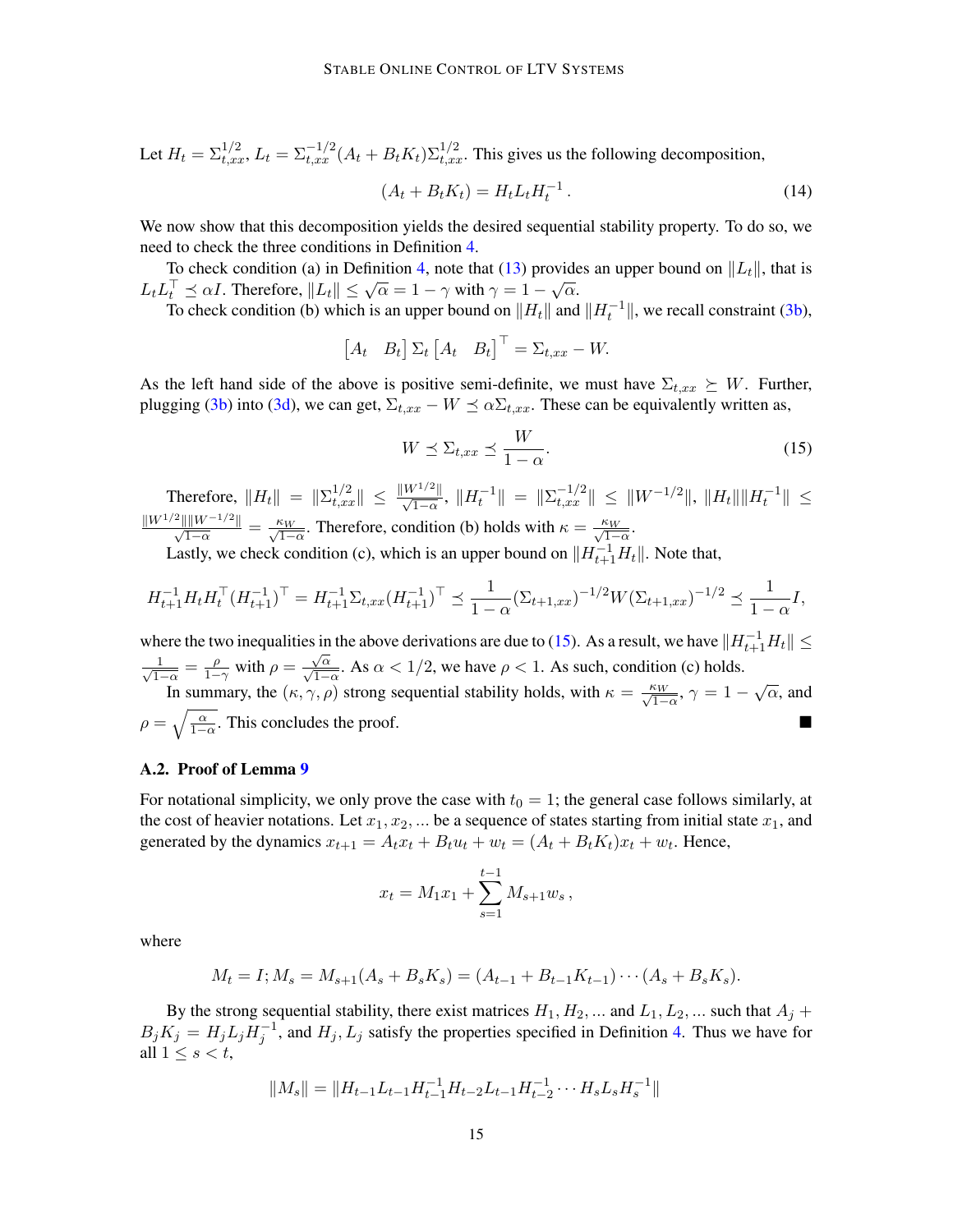Let $H_t = \Sigma_{t,xx}^{1/2}$, $L_t = \Sigma_{t,xx}^{-1/2}(A_t + B_t K_t)\Sigma_{t,xx}^{1/2}$. This gives us the following decomposition,

$$(A_t + B_t K_t) = H_t L_t H_t^{-1}\,. \tag{14}$$

We now show that this decomposition yields the desired sequential stability property. To do so, we need to check the three conditions in Definition 4.

To check condition (a) in Definition 4, note that (13) provides an upper bound on $\|L_t\|$, that is $L_t L_t^\top \preceq \alpha I$. Therefore, $\|L_t\| \leq \sqrt{\alpha} = 1 - \gamma$ with $\gamma = 1 - \sqrt{\alpha}$.

To check condition (b) which is an upper bound on $\|H_t\|$ and $\|H_t^{-1}\|$, we recall constraint (3b),

$$\begin{bmatrix} A_t & B_t \end{bmatrix} \Sigma_t \begin{bmatrix} A_t & B_t \end{bmatrix}^\top = \Sigma_{t,xx} - W.$$

As the left hand side of the above is positive semi-definite, we must have $\Sigma_{t,xx} \succeq W$. Further, plugging (3b) into (3d), we can get, $\Sigma_{t,xx} - W \preceq \alpha \Sigma_{t,xx}$. These can be equivalently written as,

$$W \preceq \Sigma_{t,xx} \preceq \frac{W}{1-\alpha}. \tag{15}$$

Therefore, $\|H_t\| = \|\Sigma_{t,xx}^{1/2}\| \leq \frac{\|W^{1/2}\|}{\sqrt{1-\alpha}}$, $\|H_t^{-1}\| = \|\Sigma_{t,xx}^{-1/2}\| \leq \|W^{-1/2}\|$, $\|H_t\|\|H_t^{-1}\| \leq \frac{\|W^{1/2}\|\|W^{-1/2}\|}{\sqrt{1-\alpha}} = \frac{\kappa_W}{\sqrt{1-\alpha}}$. Therefore, condition (b) holds with $\kappa = \frac{\kappa_W}{\sqrt{1-\alpha}}$.

Lastly, we check condition (c), which is an upper bound on $\|H_{t+1}^{-1} H_t\|$. Note that,

$$H_{t+1}^{-1} H_t H_t^\top (H_{t+1}^{-1})^\top = H_{t+1}^{-1} \Sigma_{t,xx} (H_{t+1}^{-1})^\top \preceq \frac{1}{1-\alpha} (\Sigma_{t+1,xx})^{-1/2} W (\Sigma_{t+1,xx})^{-1/2} \preceq \frac{1}{1-\alpha} I,$$

where the two inequalities in the above derivations are due to (15). As a result, we have $\|H_{t+1}^{-1} H_t\| \leq \frac{1}{\sqrt{1-\alpha}} = \frac{\rho}{1-\gamma}$ with $\rho = \frac{\sqrt{\alpha}}{\sqrt{1-\alpha}}$. As $\alpha < 1/2$, we have $\rho < 1$. As such, condition (c) holds.

In summary, the $(\kappa, \gamma, \rho)$ strong sequential stability holds, with $\kappa = \frac{\kappa_W}{\sqrt{1-\alpha}}$, $\gamma = 1 - \sqrt{\alpha}$, and $\rho = \sqrt{\frac{\alpha}{1-\alpha}}$. This concludes the proof. ∎

### A.2. Proof of Lemma 9

For notational simplicity, we only prove the case with $t_0 = 1$; the general case follows similarly, at the cost of heavier notations. Let $x_1, x_2, \ldots$ be a sequence of states starting from initial state $x_1$, and generated by the dynamics $x_{t+1} = A_t x_t + B_t u_t + w_t = (A_t + B_t K_t) x_t + w_t$. Hence,

$$x_t = M_1 x_1 + \sum_{s=1}^{t-1} M_{s+1} w_s\,,$$

where

$$M_t = I; M_s = M_{s+1}(A_s + B_s K_s) = (A_{t-1} + B_{t-1} K_{t-1}) \cdots (A_s + B_s K_s).$$

By the strong sequential stability, there exist matrices $H_1, H_2, \ldots$ and $L_1, L_2, \ldots$ such that $A_j + B_j K_j = H_j L_j H_j^{-1}$, and $H_j, L_j$ satisfy the properties specified in Definition 4. Thus we have for all $1 \leq s < t$,

$$\|M_s\| = \|H_{t-1} L_{t-1} H_{t-1}^{-1} H_{t-2} L_{t-1} H_{t-2}^{-1} \cdots H_s L_s H_s^{-1}\|$$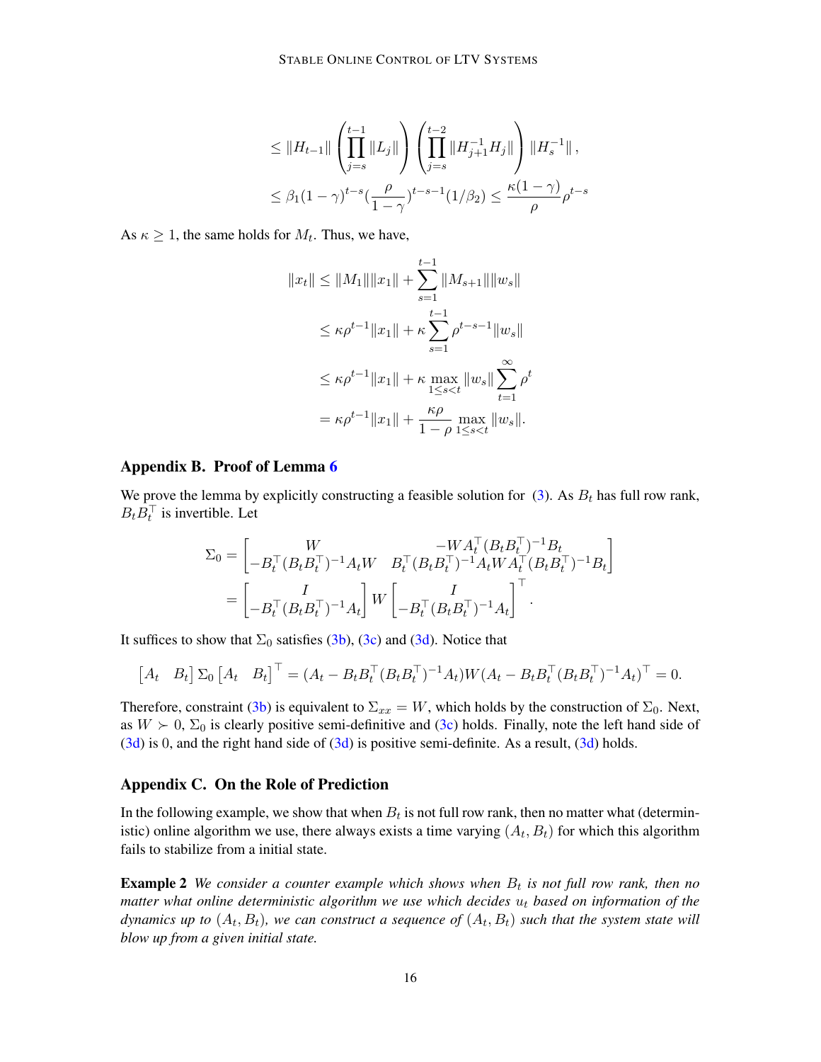$$
\leq \|H_{t-1}\| \left( \prod_{j=s}^{t-1} \|L_j\| \right) \left( \prod_{j=s}^{t-2} \|H_{j+1}^{-1} H_j\| \right) \|H_s^{-1}\|,
$$

$$
\leq \beta_1 (1-\gamma)^{t-s} (\frac{\rho}{1-\gamma})^{t-s-1} (1/\beta_2) \leq \frac{\kappa(1-\gamma)}{\rho} \rho^{t-s}
$$

As $\kappa \geq 1$, the same holds for $M_t$. Thus, we have,

$$
\begin{aligned}
\|x_t\| &\leq \|M_1\| \|x_1\| + \sum_{s=1}^{t-1} \|M_{s+1}\| \|w_s\| \\
&\leq \kappa \rho^{t-1} \|x_1\| + \kappa \sum_{s=1}^{t-1} \rho^{t-s-1} \|w_s\| \\
&\leq \kappa \rho^{t-1} \|x_1\| + \kappa \max_{1 \leq s < t} \|w_s\| \sum_{t=1}^{\infty} \rho^t \\
&= \kappa \rho^{t-1} \|x_1\| + \frac{\kappa \rho}{1-\rho} \max_{1 \leq s < t} \|w_s\|.
\end{aligned}
$$

## Appendix B. Proof of Lemma 6

We prove the lemma by explicitly constructing a feasible solution for (3). As $B_t$ has full row rank, $B_t B_t^\top$ is invertible. Let

$$
\begin{aligned}
\Sigma_0 &= \begin{bmatrix} W & -W A_t^\top (B_t B_t^\top)^{-1} B_t \\ -B_t^\top (B_t B_t^\top)^{-1} A_t W & B_t^\top (B_t B_t^\top)^{-1} A_t W A_t^\top (B_t B_t^\top)^{-1} B_t \end{bmatrix} \\
&= \begin{bmatrix} I \\ -B_t^\top (B_t B_t^\top)^{-1} A_t \end{bmatrix} W \begin{bmatrix} I \\ -B_t^\top (B_t B_t^\top)^{-1} A_t \end{bmatrix}^\top .
\end{aligned}
$$

It suffices to show that $\Sigma_0$ satisfies (3b), (3c) and (3d). Notice that

$$
\begin{bmatrix} A_t & B_t \end{bmatrix} \Sigma_0 \begin{bmatrix} A_t & B_t \end{bmatrix}^\top = (A_t - B_t B_t^\top (B_t B_t^\top)^{-1} A_t) W (A_t - B_t B_t^\top (B_t B_t^\top)^{-1} A_t)^\top = 0.
$$

Therefore, constraint (3b) is equivalent to $\Sigma_{xx} = W$, which holds by the construction of $\Sigma_0$. Next, as $W \succ 0$, $\Sigma_0$ is clearly positive semi-definitive and (3c) holds. Finally, note the left hand side of (3d) is 0, and the right hand side of (3d) is positive semi-definite. As a result, (3d) holds.

## Appendix C. On the Role of Prediction

In the following example, we show that when $B_t$ is not full row rank, then no matter what (deterministic) online algorithm we use, there always exists a time varying $(A_t, B_t)$ for which this algorithm fails to stabilize from a initial state.

**Example 2** *We consider a counter example which shows when $B_t$ is not full row rank, then no matter what online deterministic algorithm we use which decides $u_t$ based on information of the dynamics up to $(A_t, B_t)$, we can construct a sequence of $(A_t, B_t)$ such that the system state will blow up from a given initial state.*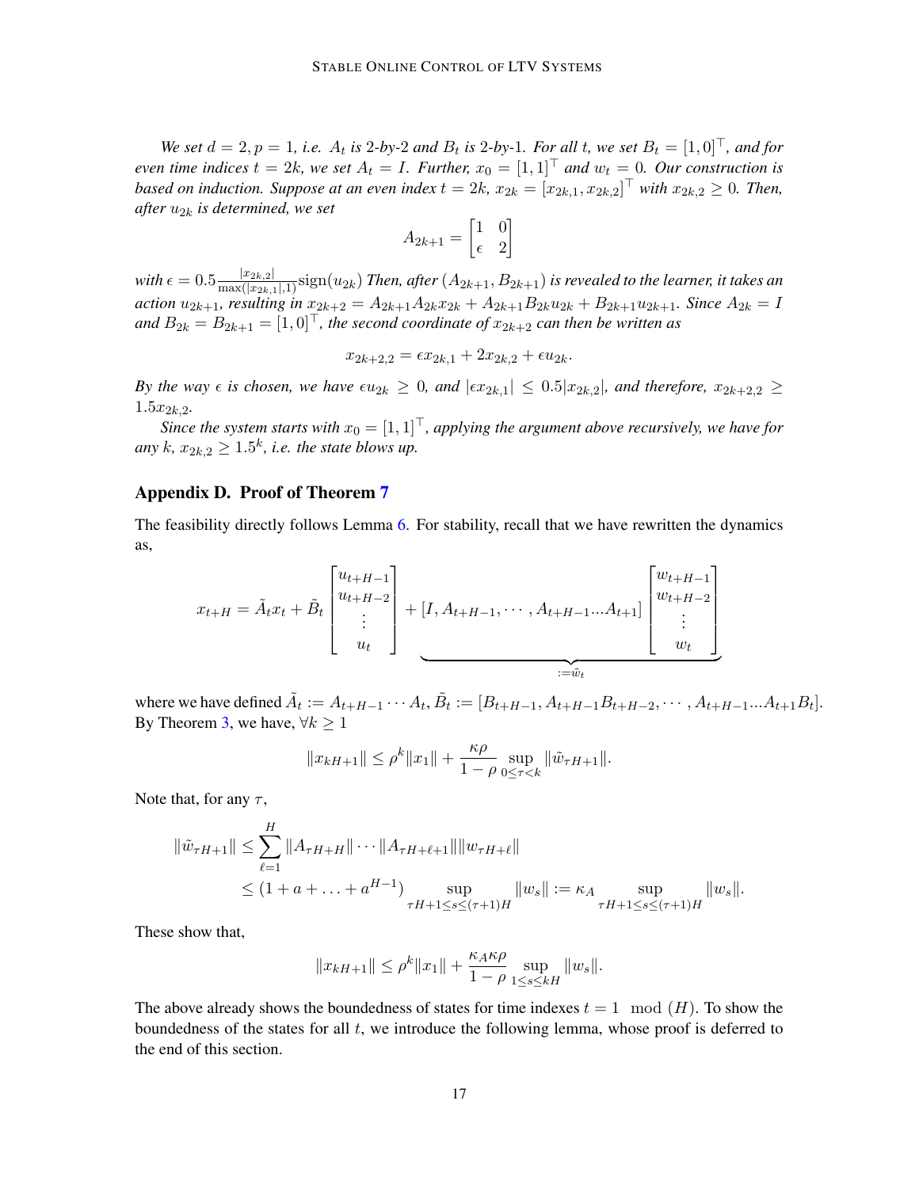*We set $d = 2, p = 1$, i.e. $A_t$ is 2-by-2 and $B_t$ is 2-by-1. For all $t$, we set $B_t = [1, 0]^\top$, and for even time indices $t = 2k$, we set $A_t = I$. Further, $x_0 = [1, 1]^\top$ and $w_t = 0$. Our construction is based on induction. Suppose at an even index $t = 2k$, $x_{2k} = [x_{2k,1}, x_{2k,2}]^\top$ with $x_{2k,2} \geq 0$. Then, after $u_{2k}$ is determined, we set*

$$A_{2k+1} = \begin{bmatrix} 1 & 0 \\ \epsilon & 2 \end{bmatrix}$$

*with $\epsilon = 0.5 \frac{|x_{2k,2}|}{\max(|x_{2k,1}|, 1)} \mathrm{sign}(u_{2k})$ Then, after $(A_{2k+1}, B_{2k+1})$ is revealed to the learner, it takes an action $u_{2k+1}$, resulting in $x_{2k+2} = A_{2k+1}A_{2k}x_{2k} + A_{2k+1}B_{2k}u_{2k} + B_{2k+1}u_{2k+1}$. Since $A_{2k} = I$ and $B_{2k} = B_{2k+1} = [1, 0]^\top$, the second coordinate of $x_{2k+2}$ can then be written as*

$$x_{2k+2,2} = \epsilon x_{2k,1} + 2x_{2k,2} + \epsilon u_{2k}.$$

*By the way $\epsilon$ is chosen, we have $\epsilon u_{2k} \geq 0$, and $|\epsilon x_{2k,1}| \leq 0.5|x_{2k,2}|$, and therefore, $x_{2k+2,2} \geq 1.5 x_{2k,2}$.*

*Since the system starts with $x_0 = [1, 1]^\top$, applying the argument above recursively, we have for any $k$, $x_{2k,2} \geq 1.5^k$, i.e. the state blows up.*

## Appendix D. Proof of Theorem 7

The feasibility directly follows Lemma 6. For stability, recall that we have rewritten the dynamics as,

$$x_{t+H} = \tilde{A}_t x_t + \tilde{B}_t \begin{bmatrix} u_{t+H-1} \\ u_{t+H-2} \\ \vdots \\ u_t \end{bmatrix} + \underbrace{[I, A_{t+H-1}, \cdots, A_{t+H-1} \ldots A_{t+1}] \begin{bmatrix} w_{t+H-1} \\ w_{t+H-2} \\ \vdots \\ w_t \end{bmatrix}}_{:= \tilde{w}_t}$$

where we have defined $\tilde{A}_t := A_{t+H-1} \cdots A_t$, $\tilde{B}_t := [B_{t+H-1}, A_{t+H-1}B_{t+H-2}, \cdots, A_{t+H-1} \ldots A_{t+1}B_t]$. By Theorem 3, we have, $\forall k \geq 1$

$$\|x_{kH+1}\| \leq \rho^k \|x_1\| + \frac{\kappa \rho}{1 - \rho} \sup_{0 \leq \tau < k} \|\tilde{w}_{\tau H + 1}\|.$$

Note that, for any $\tau$,

$$\begin{aligned}
\|\tilde{w}_{\tau H+1}\| &\leq \sum_{\ell=1}^{H} \|A_{\tau H + H}\| \cdots \|A_{\tau H + \ell + 1}\| \|w_{\tau H + \ell}\| \\
&\leq (1 + a + \ldots + a^{H-1}) \sup_{\tau H + 1 \leq s \leq (\tau+1)H} \|w_s\| := \kappa_A \sup_{\tau H + 1 \leq s \leq (\tau+1)H} \|w_s\|.
\end{aligned}$$

These show that,

$$\|x_{kH+1}\| \leq \rho^k \|x_1\| + \frac{\kappa_A \kappa \rho}{1 - \rho} \sup_{1 \leq s \leq kH} \|w_s\|.$$

The above already shows the boundedness of states for time indexes $t = 1 \mod (H)$. To show the boundedness of the states for all $t$, we introduce the following lemma, whose proof is deferred to the end of this section.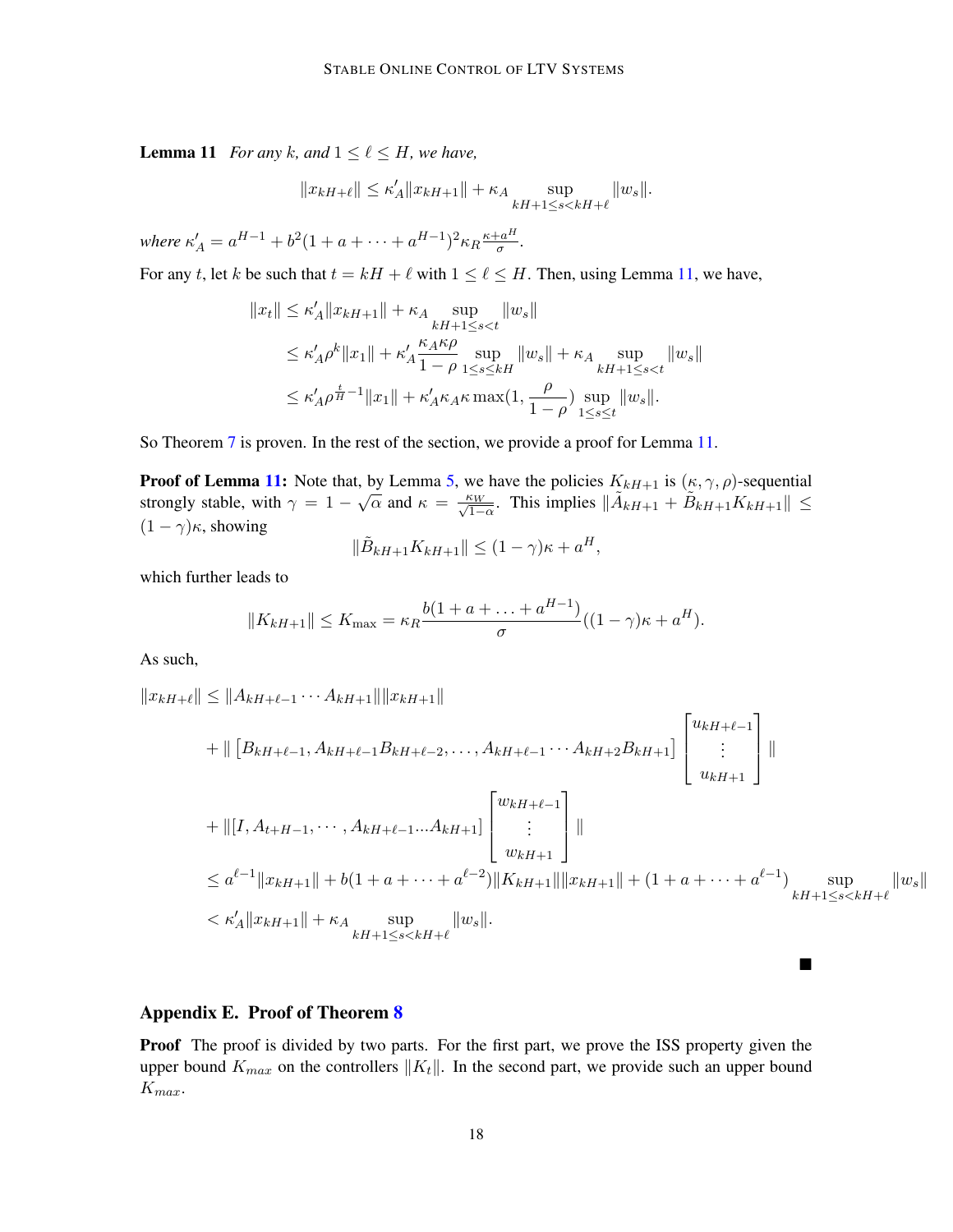**Lemma 11** *For any $k$, and $1 \le \ell \le H$, we have,*

$$\|x_{kH+\ell}\| \le \kappa'_A \|x_{kH+1}\| + \kappa_A \sup_{kH+1 \le s < kH+\ell} \|w_s\|.$$

*where* $\kappa'_A = a^{H-1} + b^2(1 + a + \cdots + a^{H-1})^2 \kappa_R \frac{\kappa + a^H}{\sigma}$.

For any $t$, let $k$ be such that $t = kH + \ell$ with $1 \le \ell \le H$. Then, using Lemma 11, we have,

$$
\begin{aligned}
\|x_t\| &\le \kappa'_A \|x_{kH+1}\| + \kappa_A \sup_{kH+1 \le s < t} \|w_s\| \\
&\le \kappa'_A \rho^k \|x_1\| + \kappa'_A \frac{\kappa_A \kappa \rho}{1 - \rho} \sup_{1 \le s \le kH} \|w_s\| + \kappa_A \sup_{kH+1 \le s < t} \|w_s\| \\
&\le \kappa'_A \rho^{\frac{t}{H} - 1} \|x_1\| + \kappa'_A \kappa_A \kappa \max(1, \frac{\rho}{1 - \rho}) \sup_{1 \le s \le t} \|w_s\|.
\end{aligned}
$$

So Theorem 7 is proven. In the rest of the section, we provide a proof for Lemma 11.

**Proof of Lemma 11:** Note that, by Lemma 5, we have the policies $K_{kH+1}$ is $(\kappa, \gamma, \rho)$-sequential strongly stable, with $\gamma = 1 - \sqrt{\alpha}$ and $\kappa = \frac{\kappa_W}{\sqrt{1-\alpha}}$. This implies $\|\tilde{A}_{kH+1} + \tilde{B}_{kH+1} K_{kH+1}\| \le (1 - \gamma)\kappa$, showing

$$\|\tilde{B}_{kH+1} K_{kH+1}\| \le (1 - \gamma)\kappa + a^H,$$

which further leads to

$$\|K_{kH+1}\| \le K_{\max} = \kappa_R \frac{b(1 + a + \ldots + a^{H-1})}{\sigma} ((1 - \gamma)\kappa + a^H).$$

As such,

$$
\begin{aligned}
\|x_{kH+\ell}\| &\le \|A_{kH+\ell-1} \cdots A_{kH+1}\| \|x_{kH+1}\| \\
&\quad + \| \left[ B_{kH+\ell-1}, A_{kH+\ell-1} B_{kH+\ell-2}, \ldots, A_{kH+\ell-1} \cdots A_{kH+2} B_{kH+1} \right] \begin{bmatrix} u_{kH+\ell-1} \\ \vdots \\ u_{kH+1} \end{bmatrix} \| \\
&\quad + \| [I, A_{t+H-1}, \cdots, A_{kH+\ell-1} \ldots A_{kH+1}] \begin{bmatrix} w_{kH+\ell-1} \\ \vdots \\ w_{kH+1} \end{bmatrix} \| \\
&\le a^{\ell-1} \|x_{kH+1}\| + b(1 + a + \cdots + a^{\ell-2}) \|K_{kH+1}\| \|x_{kH+1}\| + (1 + a + \cdots + a^{\ell-1}) \sup_{kH+1 \le s < kH+\ell} \|w_s\| \\
&< \kappa'_A \|x_{kH+1}\| + \kappa_A \sup_{kH+1 \le s < kH+\ell} \|w_s\|.
\end{aligned}
$$

■

## Appendix E. Proof of Theorem 8

**Proof** The proof is divided by two parts. For the first part, we prove the ISS property given the upper bound $K_{max}$ on the controllers $\|K_t\|$. In the second part, we provide such an upper bound $K_{max}$.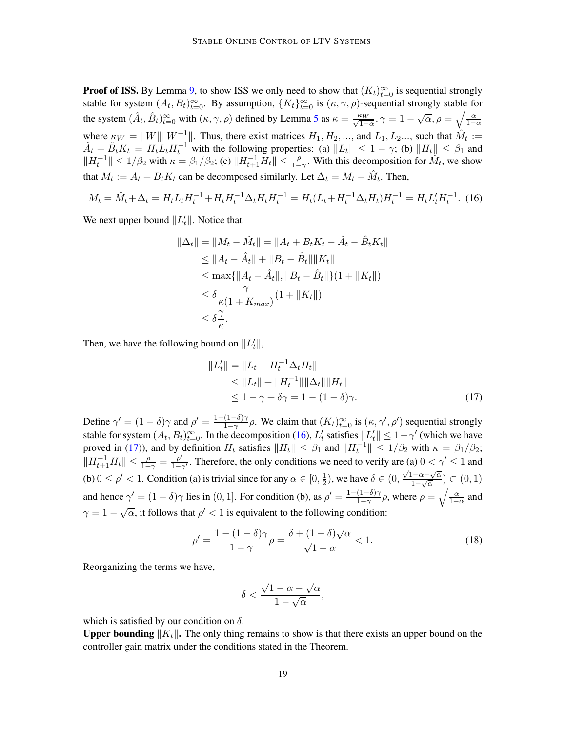**Proof of ISS.** By Lemma 9, to show ISS we only need to show that $(K_t)_{t=0}^{\infty}$ is sequential strongly stable for system $(A_t, B_t)_{t=0}^{\infty}$. By assumption, $\{K_t\}_{t=0}^{\infty}$ is $(\kappa, \gamma, \rho)$-sequential strongly stable for the system $(\hat{A}_t, \hat{B}_t)_{t=0}^{\infty}$ with $(\kappa, \gamma, \rho)$ defined by Lemma 5 as $\kappa = \frac{\kappa_W}{\sqrt{1-\alpha}}, \gamma = 1 - \sqrt{\alpha}, \rho = \sqrt{\frac{\alpha}{1-\alpha}}$ where $\kappa_W = \|W\|\|W^{-1}\|$. Thus, there exist matrices $H_1, H_2, ...,$ and $L_1, L_2...,$ such that $\hat{M}_t := \hat{A}_t + \hat{B}_t K_t = H_t L_t H_t^{-1}$ with the following properties: (a) $\|L_t\| \leq 1 - \gamma$; (b) $\|H_t\| \leq \beta_1$ and $\|H_t^{-1}\| \leq 1/\beta_2$ with $\kappa = \beta_1/\beta_2$; (c) $\|H_{t+1}^{-1} H_t\| \leq \frac{\rho}{1-\gamma}$. With this decomposition for $\hat{M}_t$, we show that $M_t := A_t + B_t K_t$ can be decomposed similarly. Let $\Delta_t = M_t - \hat{M}_t$. Then,

$$M_t = \hat{M}_t + \Delta_t = H_t L_t H_t^{-1} + H_t H_t^{-1} \Delta_t H_t H_t^{-1} = H_t (L_t + H_t^{-1} \Delta_t H_t) H_t^{-1} = H_t L_t' H_t^{-1}. \quad (16)$$

We next upper bound $\|L_t'\|$. Notice that

$$\begin{aligned}
\|\Delta_t\| = \|M_t - \hat{M}_t\| &= \|A_t + B_t K_t - \hat{A}_t - \hat{B}_t K_t\| \\
&\leq \|A_t - \hat{A}_t\| + \|B_t - \hat{B}_t\| \|K_t\| \\
&\leq \max\{\|A_t - \hat{A}_t\|, \|B_t - \hat{B}_t\|\}(1 + \|K_t\|) \\
&\leq \delta \frac{\gamma}{\kappa(1 + K_{max})}(1 + \|K_t\|) \\
&\leq \delta \frac{\gamma}{\kappa}.
\end{aligned}$$

Then, we have the following bound on $\|L_t'\|$,

$$\begin{aligned}
\|L_t'\| &= \|L_t + H_t^{-1} \Delta_t H_t\| \\
&\leq \|L_t\| + \|H_t^{-1}\| \|\Delta_t\| \|H_t\| \\
&\leq 1 - \gamma + \delta\gamma = 1 - (1 - \delta)\gamma. \quad (17)
\end{aligned}$$

Define $\gamma' = (1 - \delta)\gamma$ and $\rho' = \frac{1-(1-\delta)\gamma}{1-\gamma}\rho$. We claim that $(K_t)_{t=0}^{\infty}$ is $(\kappa, \gamma', \rho')$ sequential strongly stable for system $(A_t, B_t)_{t=0}^{\infty}$. In the decomposition (16), $L_t'$ satisfies $\|L_t'\| \leq 1 - \gamma'$ (which we have proved in (17)), and by definition $H_t$ satisfies $\|H_t\| \leq \beta_1$ and $\|H_t^{-1}\| \leq 1/\beta_2$ with $\kappa = \beta_1/\beta_2$; $\|H_{t+1}^{-1} H_t\| \leq \frac{\rho}{1-\gamma} = \frac{\rho'}{1-\gamma'}$. Therefore, the only conditions we need to verify are (a) $0 < \gamma' \leq 1$ and (b) $0 \leq \rho' < 1$. Condition (a) is trivial since for any $\alpha \in [0, \frac{1}{2})$, we have $\delta \in (0, \frac{\sqrt{1-\alpha}-\sqrt{\alpha}}{1-\sqrt{\alpha}}) \subset (0, 1)$ and hence $\gamma' = (1 - \delta)\gamma$ lies in $(0, 1]$. For condition (b), as $\rho' = \frac{1-(1-\delta)\gamma}{1-\gamma}\rho$, where $\rho = \sqrt{\frac{\alpha}{1-\alpha}}$ and $\gamma = 1 - \sqrt{\alpha}$, it follows that $\rho' < 1$ is equivalent to the following condition:

$$\rho' = \frac{1 - (1 - \delta)\gamma}{1 - \gamma}\rho = \frac{\delta + (1 - \delta)\sqrt{\alpha}}{\sqrt{1 - \alpha}} < 1. \quad (18)$$

Reorganizing the terms we have,

$$\delta < \frac{\sqrt{1 - \alpha} - \sqrt{\alpha}}{1 - \sqrt{\alpha}},$$

which is satisfied by our condition on $\delta$.

**Upper bounding $\|K_t\|$.** The only thing remains to show is that there exists an upper bound on the controller gain matrix under the conditions stated in the Theorem.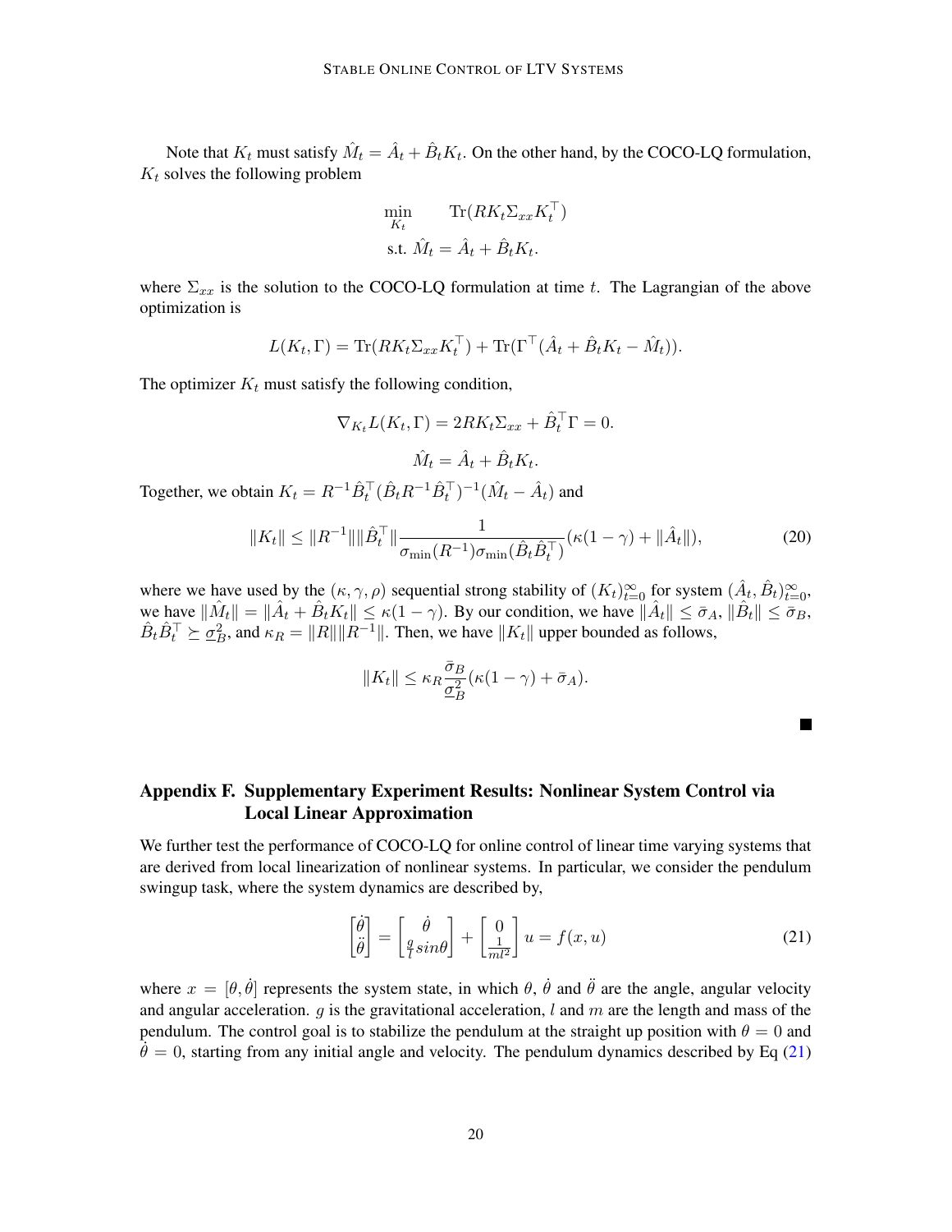Note that $K_t$ must satisfy $\hat{M}_t = \hat{A}_t + \hat{B}_t K_t$. On the other hand, by the COCO-LQ formulation, $K_t$ solves the following problem

$$
\begin{aligned}
\min_{K_t} \quad & \mathrm{Tr}(R K_t \Sigma_{xx} K_t^\top) \\
\text{s.t. } & \hat{M}_t = \hat{A}_t + \hat{B}_t K_t.
\end{aligned}
$$

where $\Sigma_{xx}$ is the solution to the COCO-LQ formulation at time $t$. The Lagrangian of the above optimization is

$$
L(K_t, \Gamma) = \mathrm{Tr}(R K_t \Sigma_{xx} K_t^\top) + \mathrm{Tr}(\Gamma^\top (\hat{A}_t + \hat{B}_t K_t - \hat{M}_t)).
$$

The optimizer $K_t$ must satisfy the following condition,

$$
\nabla_{K_t} L(K_t, \Gamma) = 2 R K_t \Sigma_{xx} + \hat{B}_t^\top \Gamma = 0.
$$

$$
\hat{M}_t = \hat{A}_t + \hat{B}_t K_t.
$$

Together, we obtain $K_t = R^{-1} \hat{B}_t^\top (\hat{B}_t R^{-1} \hat{B}_t^\top)^{-1} (\hat{M}_t - \hat{A}_t)$ and

$$
\|K_t\| \leq \|R^{-1}\| \|\hat{B}_t^\top\| \frac{1}{\sigma_{\min}(R^{-1}) \sigma_{\min}(\hat{B}_t \hat{B}_t^\top)} (\kappa(1-\gamma) + \|\hat{A}_t\|), \tag{20}
$$

where we have used by the $(\kappa, \gamma, \rho)$ sequential strong stability of $(K_t)_{t=0}^\infty$ for system $(\hat{A}_t, \hat{B}_t)_{t=0}^\infty$, we have $\|\hat{M}_t\| = \|\hat{A}_t + \hat{B}_t K_t\| \leq \kappa(1-\gamma)$. By our condition, we have $\|\hat{A}_t\| \leq \bar{\sigma}_A$, $\|\hat{B}_t\| \leq \bar{\sigma}_B$, $\hat{B}_t \hat{B}_t^\top \succeq \underline{\sigma}_B^2$, and $\kappa_R = \|R\| \|R^{-1}\|$. Then, we have $\|K_t\|$ upper bounded as follows,

$$
\|K_t\| \leq \kappa_R \frac{\bar{\sigma}_B}{\underline{\sigma}_B^2} (\kappa(1-\gamma) + \bar{\sigma}_A).
$$

■

## Appendix F. Supplementary Experiment Results: Nonlinear System Control via Local Linear Approximation

We further test the performance of COCO-LQ for online control of linear time varying systems that are derived from local linearization of nonlinear systems. In particular, we consider the pendulum swingup task, where the system dynamics are described by,

$$
\begin{bmatrix} \dot{\theta} \\ \ddot{\theta} \end{bmatrix} = \begin{bmatrix} \dot{\theta} \\ \frac{g}{l} sin\theta \end{bmatrix} + \begin{bmatrix} 0 \\ \frac{1}{ml^2} \end{bmatrix} u = f(x, u) \tag{21}
$$

where $x = [\theta, \dot{\theta}]$ represents the system state, in which $\theta$, $\dot{\theta}$ and $\ddot{\theta}$ are the angle, angular velocity and angular acceleration. $g$ is the gravitational acceleration, $l$ and $m$ are the length and mass of the pendulum. The control goal is to stabilize the pendulum at the straight up position with $\theta = 0$ and $\dot{\theta} = 0$, starting from any initial angle and velocity. The pendulum dynamics described by Eq (21)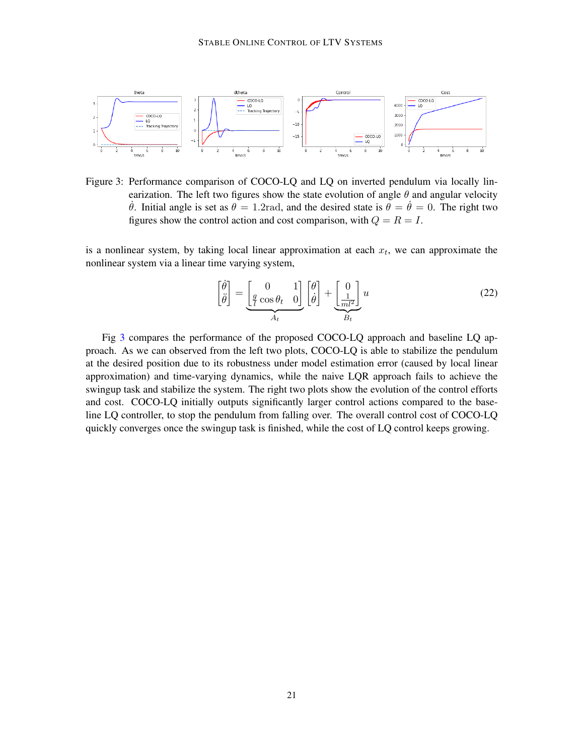theta

COCO-LQ
LQ
Tracking Trajectory

time/s

dtheta

COCO-LQ
LQ
Tracking Trajectory

time/s

Control

COCO-LQ
LQ

time/s

Cost

COCO-LQ
LQ

time/s

Figure 3: Performance comparison of COCO-LQ and LQ on inverted pendulum via locally linearization. The left two figures show the state evolution of angle $\theta$ and angular velocity $\dot{\theta}$. Initial angle is set as $\theta = 1.2\mathrm{rad}$, and the desired state is $\theta = \dot{\theta} = 0$. The right two figures show the control action and cost comparison, with $Q = R = I$.

is a nonlinear system, by taking local linear approximation at each $x_t$, we can approximate the nonlinear system via a linear time varying system,

$$
\begin{bmatrix} \dot{\theta} \\ \ddot{\theta} \end{bmatrix} = \underbrace{\begin{bmatrix} 0 & 1 \\ \frac{g}{l}\cos\theta_t & 0 \end{bmatrix}}_{A_t} \begin{bmatrix} \theta \\ \dot{\theta} \end{bmatrix} + \underbrace{\begin{bmatrix} 0 \\ \frac{1}{ml^2} \end{bmatrix}}_{B_t} u \tag{22}
$$

Fig 3 compares the performance of the proposed COCO-LQ approach and baseline LQ approach. As we can observed from the left two plots, COCO-LQ is able to stabilize the pendulum at the desired position due to its robustness under model estimation error (caused by local linear approximation) and time-varying dynamics, while the naive LQR approach fails to achieve the swingup task and stabilize the system. The right two plots show the evolution of the control efforts and cost. COCO-LQ initially outputs significantly larger control actions compared to the baseline LQ controller, to stop the pendulum from falling over. The overall control cost of COCO-LQ quickly converges once the swingup task is finished, while the cost of LQ control keeps growing.